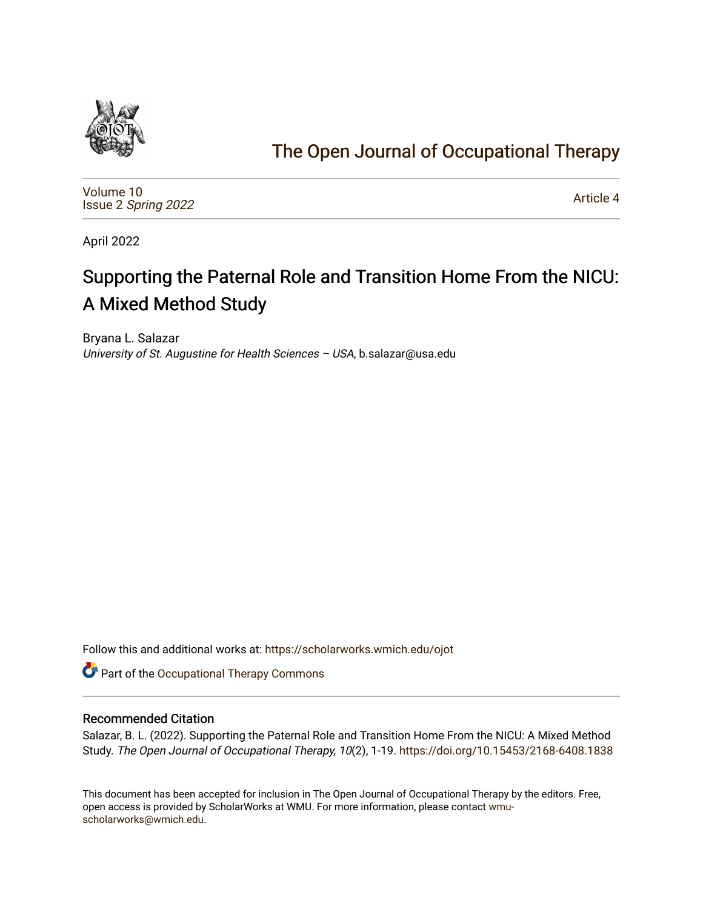# The Open Journal of Occupational Therapy

Volume 10
Issue 2 *Spring 2022*

Article 4

April 2022

## Supporting the Paternal Role and Transition Home From the NICU: A Mixed Method Study

Bryana L. Salazar
*University of St. Augustine for Health Sciences – USA*, b.salazar@usa.edu

Follow this and additional works at: https://scholarworks.wmich.edu/ojot

Part of the Occupational Therapy Commons

### Recommended Citation

Salazar, B. L. (2022). Supporting the Paternal Role and Transition Home From the NICU: A Mixed Method Study. *The Open Journal of Occupational Therapy, 10*(2), 1-19. https://doi.org/10.15453/2168-6408.1838

This document has been accepted for inclusion in The Open Journal of Occupational Therapy by the editors. Free, open access is provided by ScholarWorks at WMU. For more information, please contact wmu-scholarworks@wmich.edu.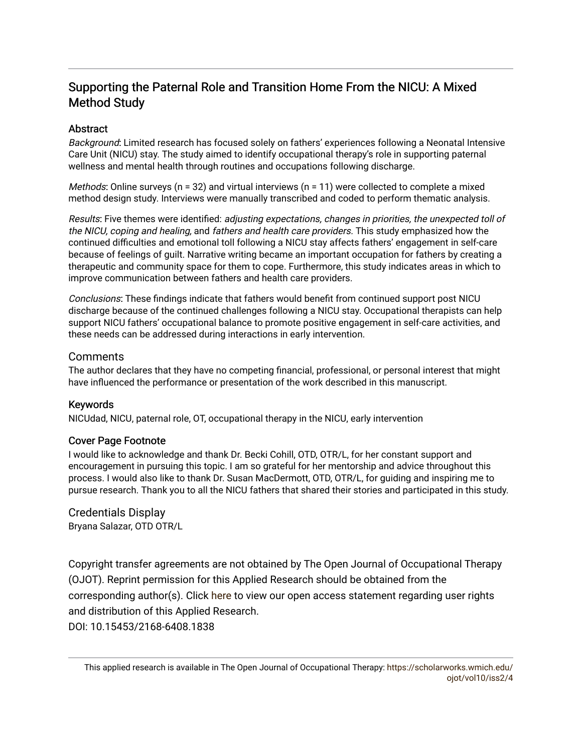# Supporting the Paternal Role and Transition Home From the NICU: A Mixed Method Study

## Abstract

*Background*: Limited research has focused solely on fathers' experiences following a Neonatal Intensive Care Unit (NICU) stay. The study aimed to identify occupational therapy's role in supporting paternal wellness and mental health through routines and occupations following discharge.

*Methods*: Online surveys (n = 32) and virtual interviews (n = 11) were collected to complete a mixed method design study. Interviews were manually transcribed and coded to perform thematic analysis.

*Results*: Five themes were identified: *adjusting expectations, changes in priorities, the unexpected toll of the NICU, coping and healing,* and *fathers and health care providers.* This study emphasized how the continued difficulties and emotional toll following a NICU stay affects fathers' engagement in self-care because of feelings of guilt. Narrative writing became an important occupation for fathers by creating a therapeutic and community space for them to cope. Furthermore, this study indicates areas in which to improve communication between fathers and health care providers.

*Conclusions*: These findings indicate that fathers would benefit from continued support post NICU discharge because of the continued challenges following a NICU stay. Occupational therapists can help support NICU fathers' occupational balance to promote positive engagement in self-care activities, and these needs can be addressed during interactions in early intervention.

## Comments

The author declares that they have no competing financial, professional, or personal interest that might have influenced the performance or presentation of the work described in this manuscript.

## Keywords

NICUdad, NICU, paternal role, OT, occupational therapy in the NICU, early intervention

## Cover Page Footnote

I would like to acknowledge and thank Dr. Becki Cohill, OTD, OTR/L, for her constant support and encouragement in pursuing this topic. I am so grateful for her mentorship and advice throughout this process. I would also like to thank Dr. Susan MacDermott, OTD, OTR/L, for guiding and inspiring me to pursue research. Thank you to all the NICU fathers that shared their stories and participated in this study.

## Credentials Display

Bryana Salazar, OTD OTR/L

Copyright transfer agreements are not obtained by The Open Journal of Occupational Therapy (OJOT). Reprint permission for this Applied Research should be obtained from the corresponding author(s). Click here to view our open access statement regarding user rights and distribution of this Applied Research.
DOI: 10.15453/2168-6408.1838

This applied research is available in The Open Journal of Occupational Therapy: https://scholarworks.wmich.edu/ojot/vol10/iss2/4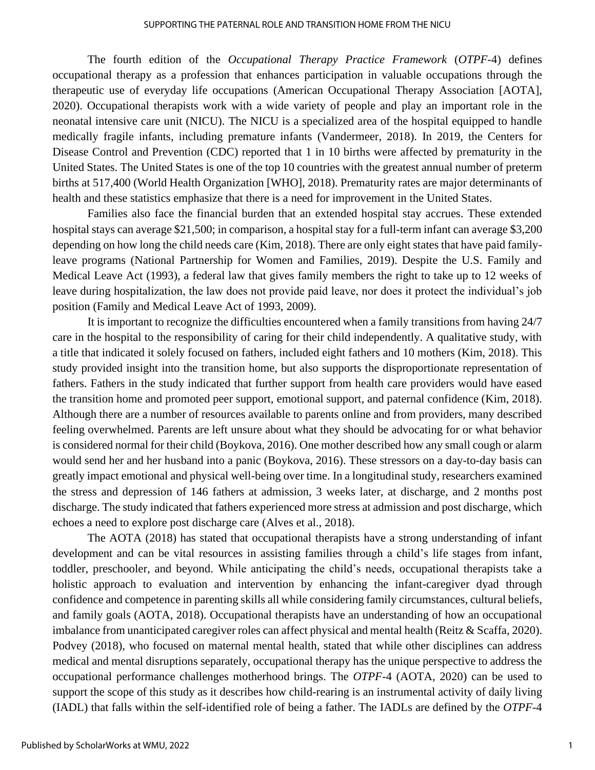The fourth edition of the *Occupational Therapy Practice Framework* (*OTPF*-4) defines occupational therapy as a profession that enhances participation in valuable occupations through the therapeutic use of everyday life occupations (American Occupational Therapy Association [AOTA], 2020). Occupational therapists work with a wide variety of people and play an important role in the neonatal intensive care unit (NICU). The NICU is a specialized area of the hospital equipped to handle medically fragile infants, including premature infants (Vandermeer, 2018). In 2019, the Centers for Disease Control and Prevention (CDC) reported that 1 in 10 births were affected by prematurity in the United States. The United States is one of the top 10 countries with the greatest annual number of preterm births at 517,400 (World Health Organization [WHO], 2018). Prematurity rates are major determinants of health and these statistics emphasize that there is a need for improvement in the United States.

Families also face the financial burden that an extended hospital stay accrues. These extended hospital stays can average $21,500; in comparison, a hospital stay for a full-term infant can average $3,200 depending on how long the child needs care (Kim, 2018). There are only eight states that have paid family-leave programs (National Partnership for Women and Families, 2019). Despite the U.S. Family and Medical Leave Act (1993), a federal law that gives family members the right to take up to 12 weeks of leave during hospitalization, the law does not provide paid leave, nor does it protect the individual's job position (Family and Medical Leave Act of 1993, 2009).

It is important to recognize the difficulties encountered when a family transitions from having 24/7 care in the hospital to the responsibility of caring for their child independently. A qualitative study, with a title that indicated it solely focused on fathers, included eight fathers and 10 mothers (Kim, 2018). This study provided insight into the transition home, but also supports the disproportionate representation of fathers. Fathers in the study indicated that further support from health care providers would have eased the transition home and promoted peer support, emotional support, and paternal confidence (Kim, 2018). Although there are a number of resources available to parents online and from providers, many described feeling overwhelmed. Parents are left unsure about what they should be advocating for or what behavior is considered normal for their child (Boykova, 2016). One mother described how any small cough or alarm would send her and her husband into a panic (Boykova, 2016). These stressors on a day-to-day basis can greatly impact emotional and physical well-being over time. In a longitudinal study, researchers examined the stress and depression of 146 fathers at admission, 3 weeks later, at discharge, and 2 months post discharge. The study indicated that fathers experienced more stress at admission and post discharge, which echoes a need to explore post discharge care (Alves et al., 2018).

The AOTA (2018) has stated that occupational therapists have a strong understanding of infant development and can be vital resources in assisting families through a child's life stages from infant, toddler, preschooler, and beyond. While anticipating the child's needs, occupational therapists take a holistic approach to evaluation and intervention by enhancing the infant-caregiver dyad through confidence and competence in parenting skills all while considering family circumstances, cultural beliefs, and family goals (AOTA, 2018). Occupational therapists have an understanding of how an occupational imbalance from unanticipated caregiver roles can affect physical and mental health (Reitz & Scaffa, 2020). Podvey (2018), who focused on maternal mental health, stated that while other disciplines can address medical and mental disruptions separately, occupational therapy has the unique perspective to address the occupational performance challenges motherhood brings. The *OTPF*-4 (AOTA, 2020) can be used to support the scope of this study as it describes how child-rearing is an instrumental activity of daily living (IADL) that falls within the self-identified role of being a father. The IADLs are defined by the *OTPF*-4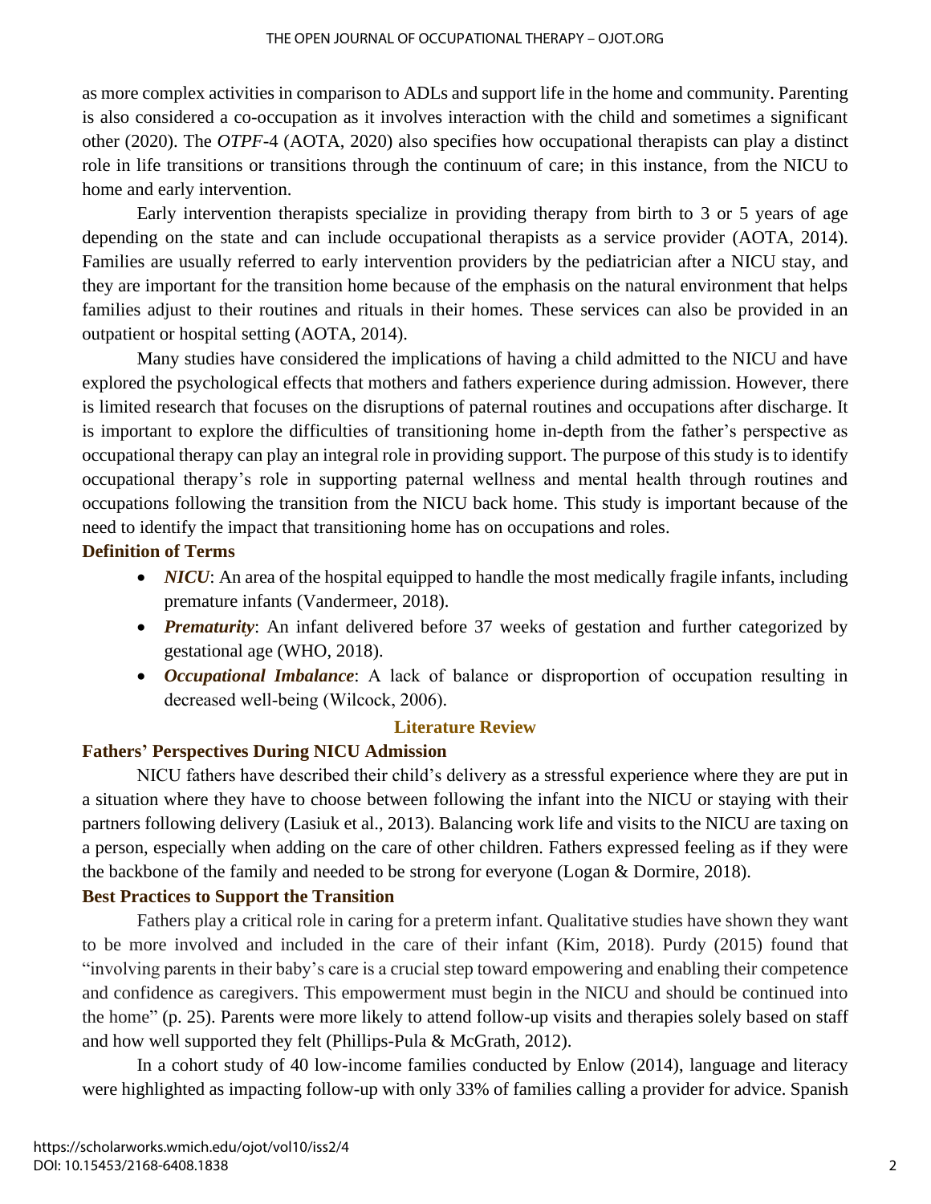as more complex activities in comparison to ADLs and support life in the home and community. Parenting is also considered a co-occupation as it involves interaction with the child and sometimes a significant other (2020). The *OTPF*-4 (AOTA, 2020) also specifies how occupational therapists can play a distinct role in life transitions or transitions through the continuum of care; in this instance, from the NICU to home and early intervention.

Early intervention therapists specialize in providing therapy from birth to 3 or 5 years of age depending on the state and can include occupational therapists as a service provider (AOTA, 2014). Families are usually referred to early intervention providers by the pediatrician after a NICU stay, and they are important for the transition home because of the emphasis on the natural environment that helps families adjust to their routines and rituals in their homes. These services can also be provided in an outpatient or hospital setting (AOTA, 2014).

Many studies have considered the implications of having a child admitted to the NICU and have explored the psychological effects that mothers and fathers experience during admission. However, there is limited research that focuses on the disruptions of paternal routines and occupations after discharge. It is important to explore the difficulties of transitioning home in-depth from the father's perspective as occupational therapy can play an integral role in providing support. The purpose of this study is to identify occupational therapy's role in supporting paternal wellness and mental health through routines and occupations following the transition from the NICU back home. This study is important because of the need to identify the impact that transitioning home has on occupations and roles.

### Definition of Terms

- ***NICU***: An area of the hospital equipped to handle the most medically fragile infants, including premature infants (Vandermeer, 2018).
- ***Prematurity***: An infant delivered before 37 weeks of gestation and further categorized by gestational age (WHO, 2018).
- ***Occupational Imbalance***: A lack of balance or disproportion of occupation resulting in decreased well-being (Wilcock, 2006).

## Literature Review

### Fathers' Perspectives During NICU Admission

NICU fathers have described their child's delivery as a stressful experience where they are put in a situation where they have to choose between following the infant into the NICU or staying with their partners following delivery (Lasiuk et al., 2013). Balancing work life and visits to the NICU are taxing on a person, especially when adding on the care of other children. Fathers expressed feeling as if they were the backbone of the family and needed to be strong for everyone (Logan & Dormire, 2018).

### Best Practices to Support the Transition

Fathers play a critical role in caring for a preterm infant. Qualitative studies have shown they want to be more involved and included in the care of their infant (Kim, 2018). Purdy (2015) found that "involving parents in their baby's care is a crucial step toward empowering and enabling their competence and confidence as caregivers. This empowerment must begin in the NICU and should be continued into the home" (p. 25). Parents were more likely to attend follow-up visits and therapies solely based on staff and how well supported they felt (Phillips-Pula & McGrath, 2012).

In a cohort study of 40 low-income families conducted by Enlow (2014), language and literacy were highlighted as impacting follow-up with only 33% of families calling a provider for advice. Spanish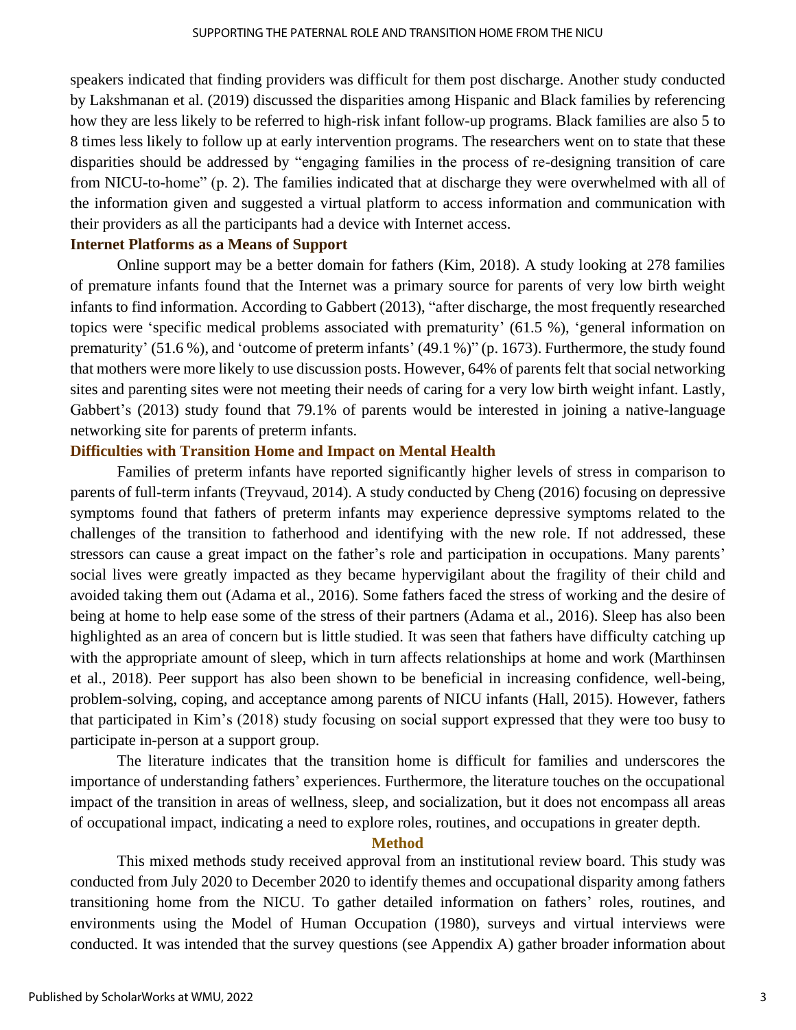speakers indicated that finding providers was difficult for them post discharge. Another study conducted by Lakshmanan et al. (2019) discussed the disparities among Hispanic and Black families by referencing how they are less likely to be referred to high-risk infant follow-up programs. Black families are also 5 to 8 times less likely to follow up at early intervention programs. The researchers went on to state that these disparities should be addressed by "engaging families in the process of re-designing transition of care from NICU-to-home" (p. 2). The families indicated that at discharge they were overwhelmed with all of the information given and suggested a virtual platform to access information and communication with their providers as all the participants had a device with Internet access.

### Internet Platforms as a Means of Support

Online support may be a better domain for fathers (Kim, 2018). A study looking at 278 families of premature infants found that the Internet was a primary source for parents of very low birth weight infants to find information. According to Gabbert (2013), "after discharge, the most frequently researched topics were 'specific medical problems associated with prematurity' (61.5 %), 'general information on prematurity' (51.6 %), and 'outcome of preterm infants' (49.1 %)" (p. 1673). Furthermore, the study found that mothers were more likely to use discussion posts. However, 64% of parents felt that social networking sites and parenting sites were not meeting their needs of caring for a very low birth weight infant. Lastly, Gabbert's (2013) study found that 79.1% of parents would be interested in joining a native-language networking site for parents of preterm infants.

### Difficulties with Transition Home and Impact on Mental Health

Families of preterm infants have reported significantly higher levels of stress in comparison to parents of full-term infants (Treyvaud, 2014). A study conducted by Cheng (2016) focusing on depressive symptoms found that fathers of preterm infants may experience depressive symptoms related to the challenges of the transition to fatherhood and identifying with the new role. If not addressed, these stressors can cause a great impact on the father's role and participation in occupations. Many parents' social lives were greatly impacted as they became hypervigilant about the fragility of their child and avoided taking them out (Adama et al., 2016). Some fathers faced the stress of working and the desire of being at home to help ease some of the stress of their partners (Adama et al., 2016). Sleep has also been highlighted as an area of concern but is little studied. It was seen that fathers have difficulty catching up with the appropriate amount of sleep, which in turn affects relationships at home and work (Marthinsen et al., 2018). Peer support has also been shown to be beneficial in increasing confidence, well-being, problem-solving, coping, and acceptance among parents of NICU infants (Hall, 2015). However, fathers that participated in Kim's (2018) study focusing on social support expressed that they were too busy to participate in-person at a support group.

The literature indicates that the transition home is difficult for families and underscores the importance of understanding fathers' experiences. Furthermore, the literature touches on the occupational impact of the transition in areas of wellness, sleep, and socialization, but it does not encompass all areas of occupational impact, indicating a need to explore roles, routines, and occupations in greater depth.

## Method

This mixed methods study received approval from an institutional review board. This study was conducted from July 2020 to December 2020 to identify themes and occupational disparity among fathers transitioning home from the NICU. To gather detailed information on fathers' roles, routines, and environments using the Model of Human Occupation (1980), surveys and virtual interviews were conducted. It was intended that the survey questions (see Appendix A) gather broader information about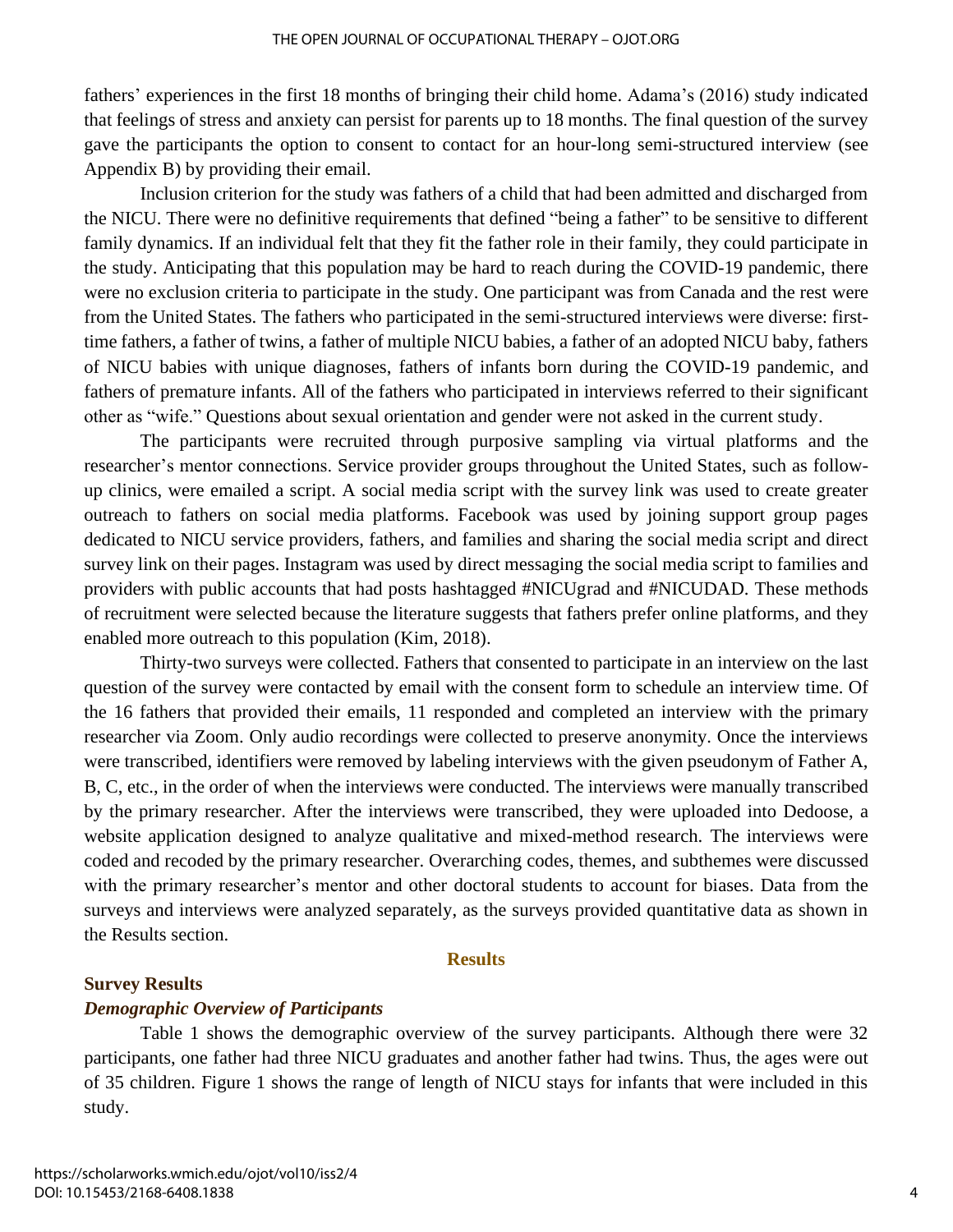fathers' experiences in the first 18 months of bringing their child home. Adama's (2016) study indicated that feelings of stress and anxiety can persist for parents up to 18 months. The final question of the survey gave the participants the option to consent to contact for an hour-long semi-structured interview (see Appendix B) by providing their email.

Inclusion criterion for the study was fathers of a child that had been admitted and discharged from the NICU. There were no definitive requirements that defined "being a father" to be sensitive to different family dynamics. If an individual felt that they fit the father role in their family, they could participate in the study. Anticipating that this population may be hard to reach during the COVID-19 pandemic, there were no exclusion criteria to participate in the study. One participant was from Canada and the rest were from the United States. The fathers who participated in the semi-structured interviews were diverse: first-time fathers, a father of twins, a father of multiple NICU babies, a father of an adopted NICU baby, fathers of NICU babies with unique diagnoses, fathers of infants born during the COVID-19 pandemic, and fathers of premature infants. All of the fathers who participated in interviews referred to their significant other as "wife." Questions about sexual orientation and gender were not asked in the current study.

The participants were recruited through purposive sampling via virtual platforms and the researcher's mentor connections. Service provider groups throughout the United States, such as follow-up clinics, were emailed a script. A social media script with the survey link was used to create greater outreach to fathers on social media platforms. Facebook was used by joining support group pages dedicated to NICU service providers, fathers, and families and sharing the social media script and direct survey link on their pages. Instagram was used by direct messaging the social media script to families and providers with public accounts that had posts hashtagged #NICUgrad and #NICUDAD. These methods of recruitment were selected because the literature suggests that fathers prefer online platforms, and they enabled more outreach to this population (Kim, 2018).

Thirty-two surveys were collected. Fathers that consented to participate in an interview on the last question of the survey were contacted by email with the consent form to schedule an interview time. Of the 16 fathers that provided their emails, 11 responded and completed an interview with the primary researcher via Zoom. Only audio recordings were collected to preserve anonymity. Once the interviews were transcribed, identifiers were removed by labeling interviews with the given pseudonym of Father A, B, C, etc., in the order of when the interviews were conducted. The interviews were manually transcribed by the primary researcher. After the interviews were transcribed, they were uploaded into Dedoose, a website application designed to analyze qualitative and mixed-method research. The interviews were coded and recoded by the primary researcher. Overarching codes, themes, and subthemes were discussed with the primary researcher's mentor and other doctoral students to account for biases. Data from the surveys and interviews were analyzed separately, as the surveys provided quantitative data as shown in the Results section.

## Results

### Survey Results

#### *Demographic Overview of Participants*

Table 1 shows the demographic overview of the survey participants. Although there were 32 participants, one father had three NICU graduates and another father had twins. Thus, the ages were out of 35 children. Figure 1 shows the range of length of NICU stays for infants that were included in this study.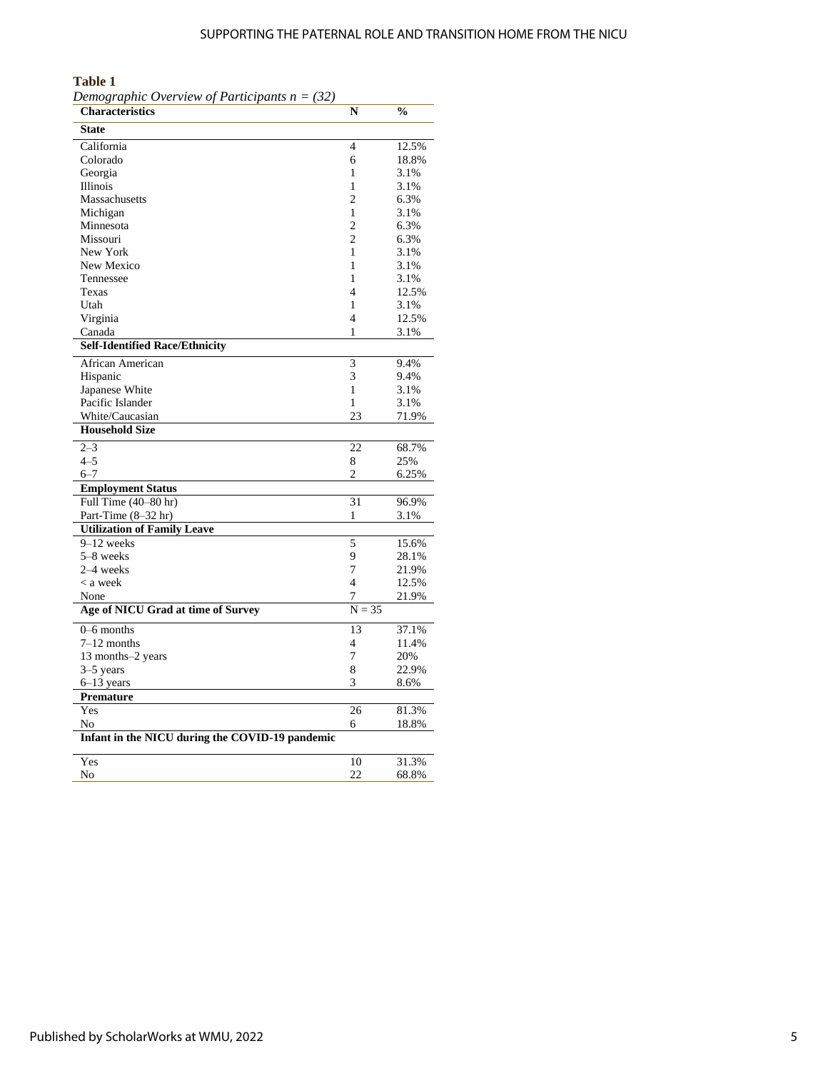**Table 1**

*Demographic Overview of Participants n = (32)*

| Characteristics | N | % |
|---|---|---|
| **State** | | |
| California | 4 | 12.5% |
| Colorado | 6 | 18.8% |
| Georgia | 1 | 3.1% |
| Illinois | 1 | 3.1% |
| Massachusetts | 2 | 6.3% |
| Michigan | 1 | 3.1% |
| Minnesota | 2 | 6.3% |
| Missouri | 2 | 6.3% |
| New York | 1 | 3.1% |
| New Mexico | 1 | 3.1% |
| Tennessee | 1 | 3.1% |
| Texas | 4 | 12.5% |
| Utah | 1 | 3.1% |
| Virginia | 4 | 12.5% |
| Canada | 1 | 3.1% |
| **Self-Identified Race/Ethnicity** | | |
| African American | 3 | 9.4% |
| Hispanic | 3 | 9.4% |
| Japanese White | 1 | 3.1% |
| Pacific Islander | 1 | 3.1% |
| White/Caucasian | 23 | 71.9% |
| **Household Size** | | |
| 2–3 | 22 | 68.7% |
| 4–5 | 8 | 25% |
| 6–7 | 2 | 6.25% |
| **Employment Status** | | |
| Full Time (40–80 hr) | 31 | 96.9% |
| Part-Time (8–32 hr) | 1 | 3.1% |
| **Utilization of Family Leave** | | |
| 9–12 weeks | 5 | 15.6% |
| 5–8 weeks | 9 | 28.1% |
| 2–4 weeks | 7 | 21.9% |
| < a week | 4 | 12.5% |
| None | 7 | 21.9% |
| **Age of NICU Grad at time of Survey** | N = 35 | |
| 0–6 months | 13 | 37.1% |
| 7–12 months | 4 | 11.4% |
| 13 months–2 years | 7 | 20% |
| 3–5 years | 8 | 22.9% |
| 6–13 years | 3 | 8.6% |
| **Premature** | | |
| Yes | 26 | 81.3% |
| No | 6 | 18.8% |
| **Infant in the NICU during the COVID-19 pandemic** | | |
| Yes | 10 | 31.3% |
| No | 22 | 68.8% |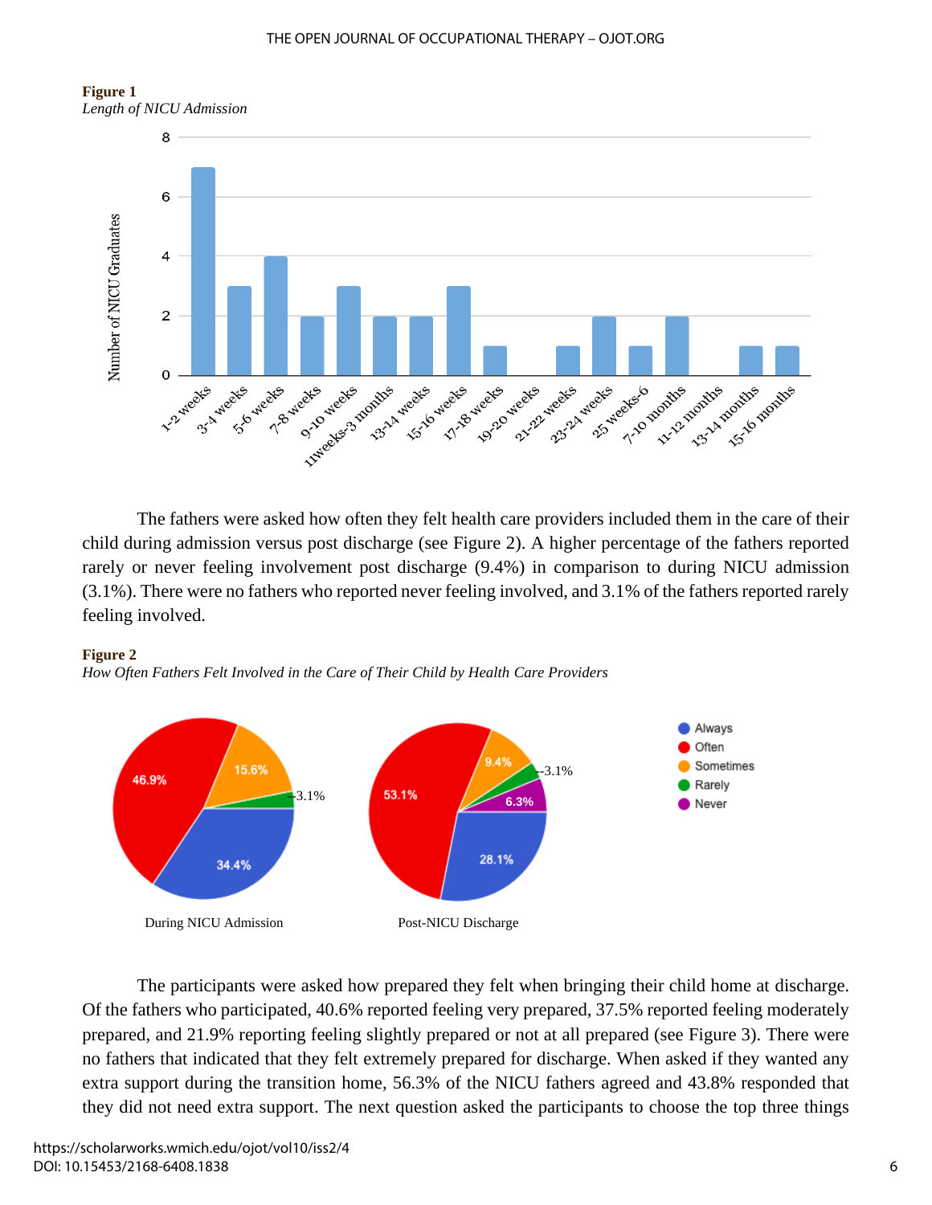**Figure 1**
*Length of NICU Admission*

The fathers were asked how often they felt health care providers included them in the care of their child during admission versus post discharge (see Figure 2). A higher percentage of the fathers reported rarely or never feeling involvement post discharge (9.4%) in comparison to during NICU admission (3.1%). There were no fathers who reported never feeling involved, and 3.1% of the fathers reported rarely feeling involved.

**Figure 2**
*How Often Fathers Felt Involved in the Care of Their Child by Health Care Providers*

The participants were asked how prepared they felt when bringing their child home at discharge. Of the fathers who participated, 40.6% reported feeling very prepared, 37.5% reported feeling moderately prepared, and 21.9% reporting feeling slightly prepared or not at all prepared (see Figure 3). There were no fathers that indicated that they felt extremely prepared for discharge. When asked if they wanted any extra support during the transition home, 56.3% of the NICU fathers agreed and 43.8% responded that they did not need extra support. The next question asked the participants to choose the top three things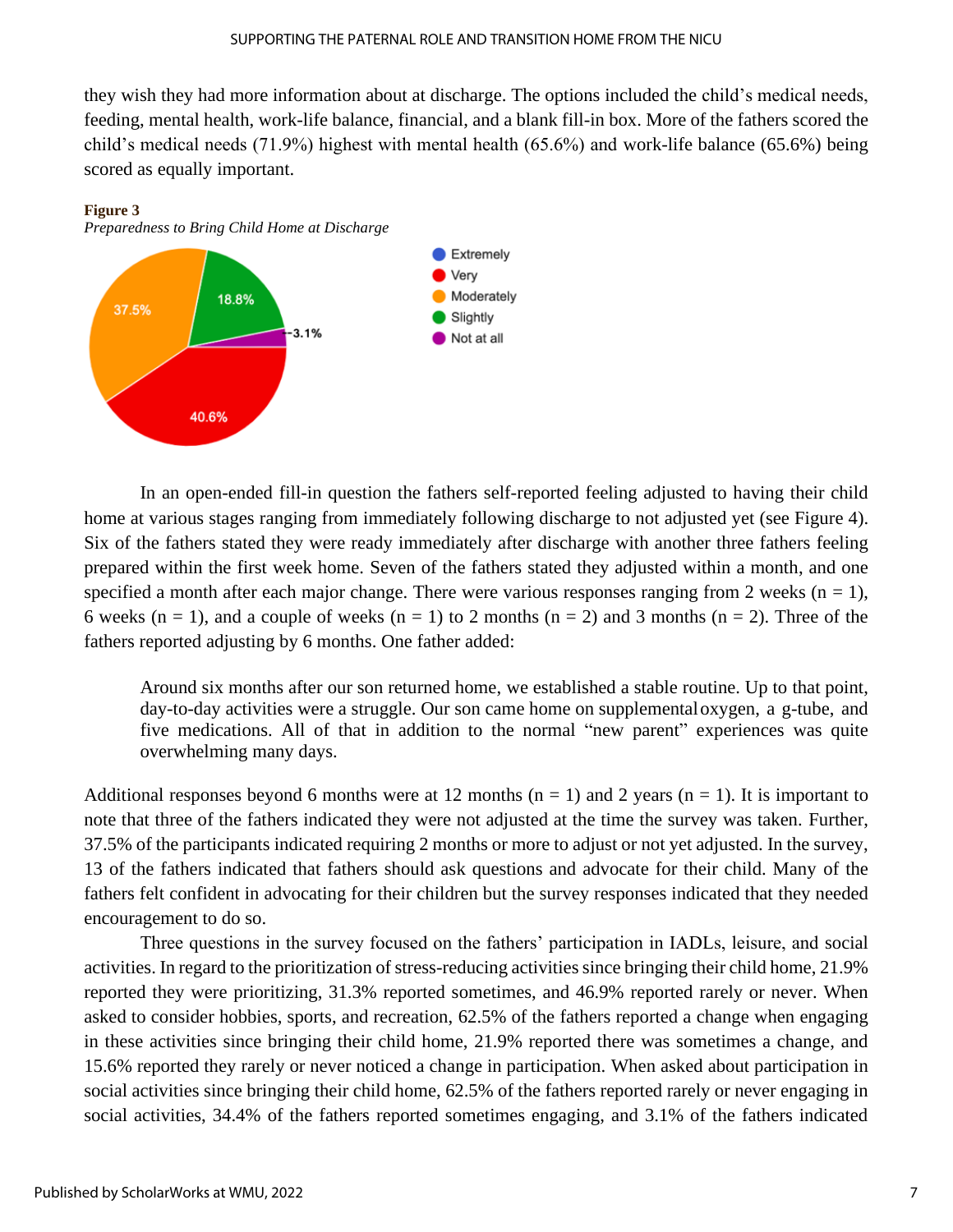they wish they had more information about at discharge. The options included the child's medical needs, feeding, mental health, work-life balance, financial, and a blank fill-in box. More of the fathers scored the child's medical needs (71.9%) highest with mental health (65.6%) and work-life balance (65.6%) being scored as equally important.

**Figure 3**

*Preparedness to Bring Child Home at Discharge*

| Response | Percentage |
|---|---|
| Extremely | |
| Very | 40.6% |
| Moderately | 37.5% |
| Slightly | 18.8% |
| Not at all | 3.1% |

In an open-ended fill-in question the fathers self-reported feeling adjusted to having their child home at various stages ranging from immediately following discharge to not adjusted yet (see Figure 4). Six of the fathers stated they were ready immediately after discharge with another three fathers feeling prepared within the first week home. Seven of the fathers stated they adjusted within a month, and one specified a month after each major change. There were various responses ranging from 2 weeks (n = 1), 6 weeks (n = 1), and a couple of weeks (n = 1) to 2 months (n = 2) and 3 months (n = 2). Three of the fathers reported adjusting by 6 months. One father added:

> Around six months after our son returned home, we established a stable routine. Up to that point, day-to-day activities were a struggle. Our son came home on supplemental oxygen, a g-tube, and five medications. All of that in addition to the normal "new parent" experiences was quite overwhelming many days.

Additional responses beyond 6 months were at 12 months (n = 1) and 2 years (n = 1). It is important to note that three of the fathers indicated they were not adjusted at the time the survey was taken. Further, 37.5% of the participants indicated requiring 2 months or more to adjust or not yet adjusted. In the survey, 13 of the fathers indicated that fathers should ask questions and advocate for their child. Many of the fathers felt confident in advocating for their children but the survey responses indicated that they needed encouragement to do so.

Three questions in the survey focused on the fathers' participation in IADLs, leisure, and social activities. In regard to the prioritization of stress-reducing activities since bringing their child home, 21.9% reported they were prioritizing, 31.3% reported sometimes, and 46.9% reported rarely or never. When asked to consider hobbies, sports, and recreation, 62.5% of the fathers reported a change when engaging in these activities since bringing their child home, 21.9% reported there was sometimes a change, and 15.6% reported they rarely or never noticed a change in participation. When asked about participation in social activities since bringing their child home, 62.5% of the fathers reported rarely or never engaging in social activities, 34.4% of the fathers reported sometimes engaging, and 3.1% of the fathers indicated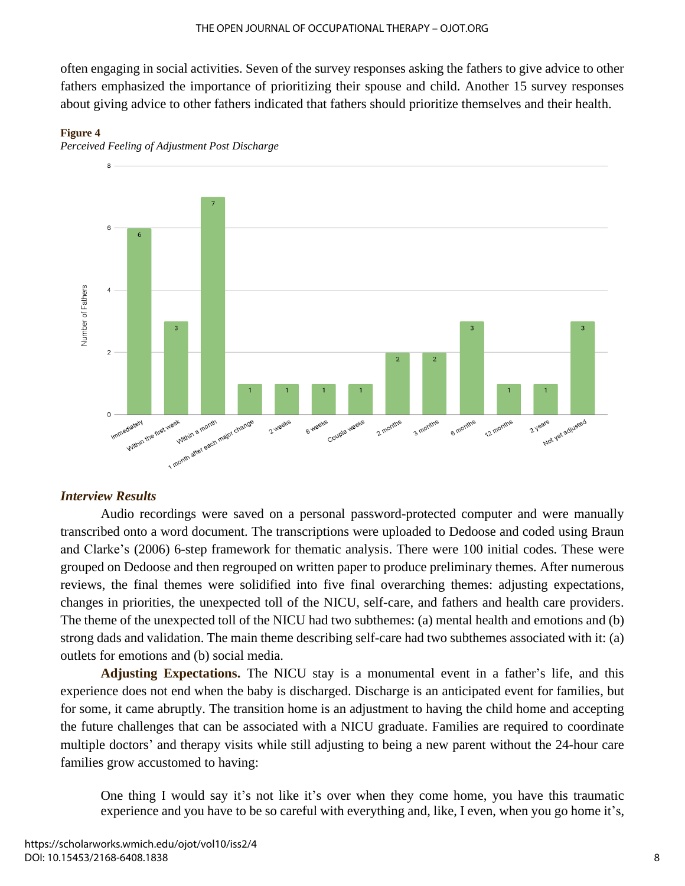often engaging in social activities. Seven of the survey responses asking the fathers to give advice to other fathers emphasized the importance of prioritizing their spouse and child. Another 15 survey responses about giving advice to other fathers indicated that fathers should prioritize themselves and their health.

**Figure 4**
*Perceived Feeling of Adjustment Post Discharge*

| Adjustment time | Number of Fathers |
|---|---|
| Immediately | 6 |
| Within the first week | 3 |
| Within a month | 7 |
| 1 month after each major change | 1 |
| 2 weeks | 1 |
| 6 weeks | 1 |
| Couple weeks | 1 |
| 2 months | 2 |
| 3 months | 2 |
| 6 months | 3 |
| 12 months | 1 |
| 2 years | 1 |
| Not yet adjusted | 3 |

### *Interview Results*

Audio recordings were saved on a personal password-protected computer and were manually transcribed onto a word document. The transcriptions were uploaded to Dedoose and coded using Braun and Clarke's (2006) 6-step framework for thematic analysis. There were 100 initial codes. These were grouped on Dedoose and then regrouped on written paper to produce preliminary themes. After numerous reviews, the final themes were solidified into five final overarching themes: adjusting expectations, changes in priorities, the unexpected toll of the NICU, self-care, and fathers and health care providers. The theme of the unexpected toll of the NICU had two subthemes: (a) mental health and emotions and (b) strong dads and validation. The main theme describing self-care had two subthemes associated with it: (a) outlets for emotions and (b) social media.

**Adjusting Expectations.** The NICU stay is a monumental event in a father's life, and this experience does not end when the baby is discharged. Discharge is an anticipated event for families, but for some, it came abruptly. The transition home is an adjustment to having the child home and accepting the future challenges that can be associated with a NICU graduate. Families are required to coordinate multiple doctors' and therapy visits while still adjusting to being a new parent without the 24-hour care families grow accustomed to having:

> One thing I would say it's not like it's over when they come home, you have this traumatic experience and you have to be so careful with everything and, like, I even, when you go home it's,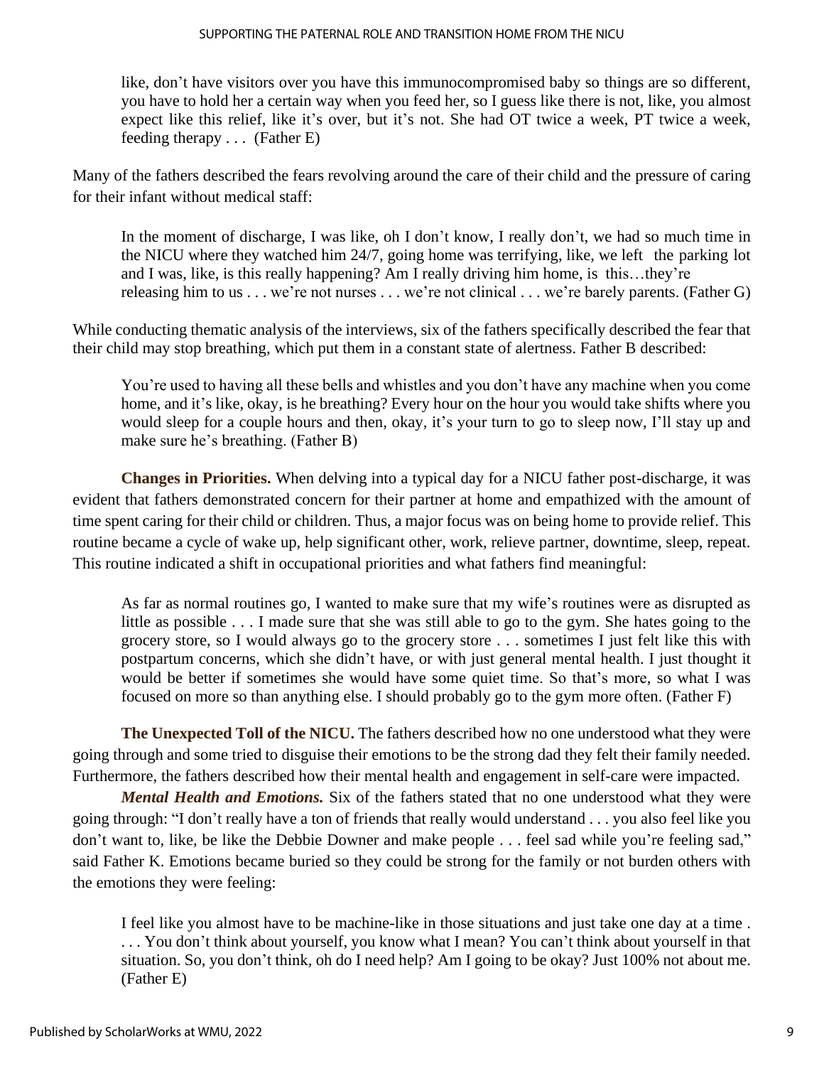> like, don't have visitors over you have this immunocompromised baby so things are so different, you have to hold her a certain way when you feed her, so I guess like there is not, like, you almost expect like this relief, like it's over, but it's not. She had OT twice a week, PT twice a week, feeding therapy . . . (Father E)

Many of the fathers described the fears revolving around the care of their child and the pressure of caring for their infant without medical staff:

> In the moment of discharge, I was like, oh I don't know, I really don't, we had so much time in the NICU where they watched him 24/7, going home was terrifying, like, we left the parking lot and I was, like, is this really happening? Am I really driving him home, is this…they're releasing him to us . . . we're not nurses . . . we're not clinical . . . we're barely parents. (Father G)

While conducting thematic analysis of the interviews, six of the fathers specifically described the fear that their child may stop breathing, which put them in a constant state of alertness. Father B described:

> You're used to having all these bells and whistles and you don't have any machine when you come home, and it's like, okay, is he breathing? Every hour on the hour you would take shifts where you would sleep for a couple hours and then, okay, it's your turn to go to sleep now, I'll stay up and make sure he's breathing. (Father B)

**Changes in Priorities.** When delving into a typical day for a NICU father post-discharge, it was evident that fathers demonstrated concern for their partner at home and empathized with the amount of time spent caring for their child or children. Thus, a major focus was on being home to provide relief. This routine became a cycle of wake up, help significant other, work, relieve partner, downtime, sleep, repeat. This routine indicated a shift in occupational priorities and what fathers find meaningful:

> As far as normal routines go, I wanted to make sure that my wife's routines were as disrupted as little as possible . . . I made sure that she was still able to go to the gym. She hates going to the grocery store, so I would always go to the grocery store . . . sometimes I just felt like this with postpartum concerns, which she didn't have, or with just general mental health. I just thought it would be better if sometimes she would have some quiet time. So that's more, so what I was focused on more so than anything else. I should probably go to the gym more often. (Father F)

**The Unexpected Toll of the NICU.** The fathers described how no one understood what they were going through and some tried to disguise their emotions to be the strong dad they felt their family needed. Furthermore, the fathers described how their mental health and engagement in self-care were impacted.

***Mental Health and Emotions.*** Six of the fathers stated that no one understood what they were going through: "I don't really have a ton of friends that really would understand . . . you also feel like you don't want to, like, be like the Debbie Downer and make people . . . feel sad while you're feeling sad," said Father K. Emotions became buried so they could be strong for the family or not burden others with the emotions they were feeling:

> I feel like you almost have to be machine-like in those situations and just take one day at a time . . . . You don't think about yourself, you know what I mean? You can't think about yourself in that situation. So, you don't think, oh do I need help? Am I going to be okay? Just 100% not about me. (Father E)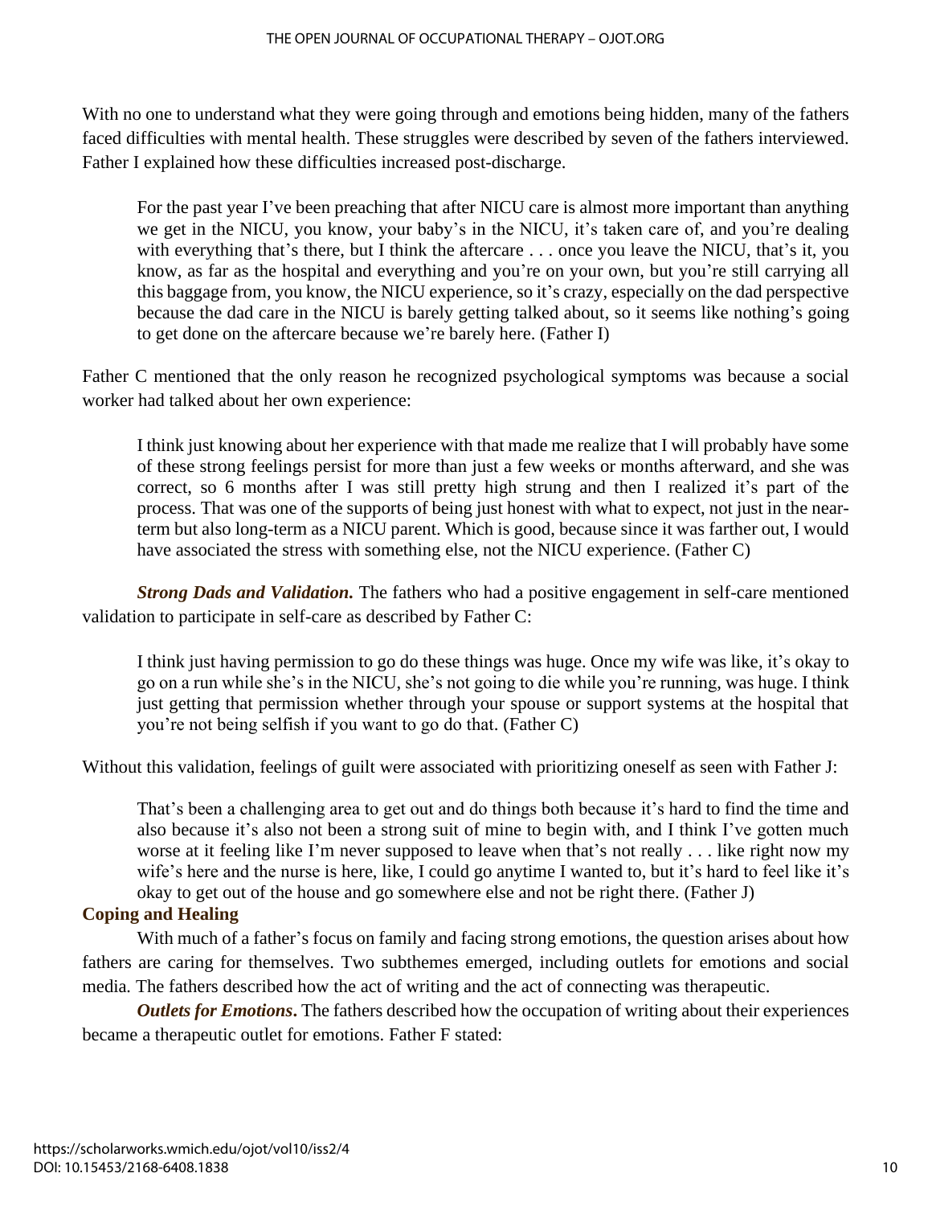With no one to understand what they were going through and emotions being hidden, many of the fathers faced difficulties with mental health. These struggles were described by seven of the fathers interviewed. Father I explained how these difficulties increased post-discharge.

> For the past year I've been preaching that after NICU care is almost more important than anything we get in the NICU, you know, your baby's in the NICU, it's taken care of, and you're dealing with everything that's there, but I think the aftercare . . . once you leave the NICU, that's it, you know, as far as the hospital and everything and you're on your own, but you're still carrying all this baggage from, you know, the NICU experience, so it's crazy, especially on the dad perspective because the dad care in the NICU is barely getting talked about, so it seems like nothing's going to get done on the aftercare because we're barely here. (Father I)

Father C mentioned that the only reason he recognized psychological symptoms was because a social worker had talked about her own experience:

> I think just knowing about her experience with that made me realize that I will probably have some of these strong feelings persist for more than just a few weeks or months afterward, and she was correct, so 6 months after I was still pretty high strung and then I realized it's part of the process. That was one of the supports of being just honest with what to expect, not just in the near-term but also long-term as a NICU parent. Which is good, because since it was farther out, I would have associated the stress with something else, not the NICU experience. (Father C)

***Strong Dads and Validation.*** The fathers who had a positive engagement in self-care mentioned validation to participate in self-care as described by Father C:

> I think just having permission to go do these things was huge. Once my wife was like, it's okay to go on a run while she's in the NICU, she's not going to die while you're running, was huge. I think just getting that permission whether through your spouse or support systems at the hospital that you're not being selfish if you want to go do that. (Father C)

Without this validation, feelings of guilt were associated with prioritizing oneself as seen with Father J:

> That's been a challenging area to get out and do things both because it's hard to find the time and also because it's also not been a strong suit of mine to begin with, and I think I've gotten much worse at it feeling like I'm never supposed to leave when that's not really . . . like right now my wife's here and the nurse is here, like, I could go anytime I wanted to, but it's hard to feel like it's okay to get out of the house and go somewhere else and not be right there. (Father J)

### Coping and Healing

With much of a father's focus on family and facing strong emotions, the question arises about how fathers are caring for themselves. Two subthemes emerged, including outlets for emotions and social media. The fathers described how the act of writing and the act of connecting was therapeutic.

***Outlets for Emotions*.** The fathers described how the occupation of writing about their experiences became a therapeutic outlet for emotions. Father F stated: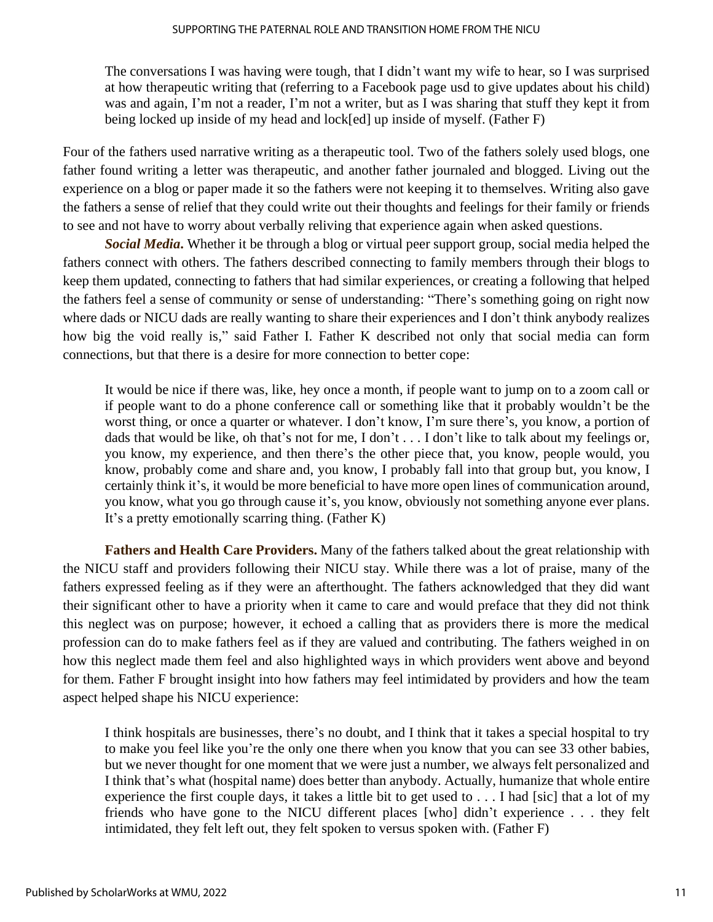> The conversations I was having were tough, that I didn't want my wife to hear, so I was surprised at how therapeutic writing that (referring to a Facebook page usd to give updates about his child) was and again, I'm not a reader, I'm not a writer, but as I was sharing that stuff they kept it from being locked up inside of my head and lock[ed] up inside of myself. (Father F)

Four of the fathers used narrative writing as a therapeutic tool. Two of the fathers solely used blogs, one father found writing a letter was therapeutic, and another father journaled and blogged. Living out the experience on a blog or paper made it so the fathers were not keeping it to themselves. Writing also gave the fathers a sense of relief that they could write out their thoughts and feelings for their family or friends to see and not have to worry about verbally reliving that experience again when asked questions.

***Social Media.*** Whether it be through a blog or virtual peer support group, social media helped the fathers connect with others. The fathers described connecting to family members through their blogs to keep them updated, connecting to fathers that had similar experiences, or creating a following that helped the fathers feel a sense of community or sense of understanding: "There's something going on right now where dads or NICU dads are really wanting to share their experiences and I don't think anybody realizes how big the void really is," said Father I. Father K described not only that social media can form connections, but that there is a desire for more connection to better cope:

> It would be nice if there was, like, hey once a month, if people want to jump on to a zoom call or if people want to do a phone conference call or something like that it probably wouldn't be the worst thing, or once a quarter or whatever. I don't know, I'm sure there's, you know, a portion of dads that would be like, oh that's not for me, I don't . . . I don't like to talk about my feelings or, you know, my experience, and then there's the other piece that, you know, people would, you know, probably come and share and, you know, I probably fall into that group but, you know, I certainly think it's, it would be more beneficial to have more open lines of communication around, you know, what you go through cause it's, you know, obviously not something anyone ever plans. It's a pretty emotionally scarring thing. (Father K)

**Fathers and Health Care Providers.** Many of the fathers talked about the great relationship with the NICU staff and providers following their NICU stay. While there was a lot of praise, many of the fathers expressed feeling as if they were an afterthought. The fathers acknowledged that they did want their significant other to have a priority when it came to care and would preface that they did not think this neglect was on purpose; however, it echoed a calling that as providers there is more the medical profession can do to make fathers feel as if they are valued and contributing. The fathers weighed in on how this neglect made them feel and also highlighted ways in which providers went above and beyond for them. Father F brought insight into how fathers may feel intimidated by providers and how the team aspect helped shape his NICU experience:

> I think hospitals are businesses, there's no doubt, and I think that it takes a special hospital to try to make you feel like you're the only one there when you know that you can see 33 other babies, but we never thought for one moment that we were just a number, we always felt personalized and I think that's what (hospital name) does better than anybody. Actually, humanize that whole entire experience the first couple days, it takes a little bit to get used to . . . I had [sic] that a lot of my friends who have gone to the NICU different places [who] didn't experience . . . they felt intimidated, they felt left out, they felt spoken to versus spoken with. (Father F)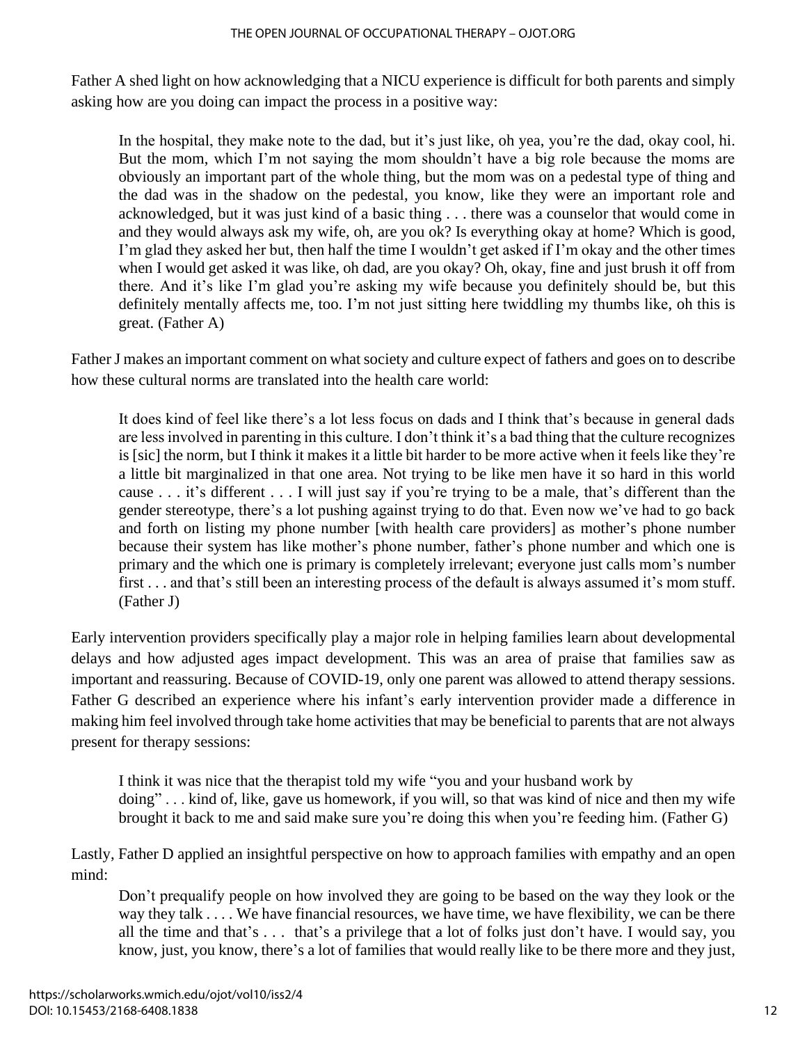Father A shed light on how acknowledging that a NICU experience is difficult for both parents and simply asking how are you doing can impact the process in a positive way:

> In the hospital, they make note to the dad, but it's just like, oh yea, you're the dad, okay cool, hi. But the mom, which I'm not saying the mom shouldn't have a big role because the moms are obviously an important part of the whole thing, but the mom was on a pedestal type of thing and the dad was in the shadow on the pedestal, you know, like they were an important role and acknowledged, but it was just kind of a basic thing . . . there was a counselor that would come in and they would always ask my wife, oh, are you ok? Is everything okay at home? Which is good, I'm glad they asked her but, then half the time I wouldn't get asked if I'm okay and the other times when I would get asked it was like, oh dad, are you okay? Oh, okay, fine and just brush it off from there. And it's like I'm glad you're asking my wife because you definitely should be, but this definitely mentally affects me, too. I'm not just sitting here twiddling my thumbs like, oh this is great. (Father A)

Father J makes an important comment on what society and culture expect of fathers and goes on to describe how these cultural norms are translated into the health care world:

> It does kind of feel like there's a lot less focus on dads and I think that's because in general dads are less involved in parenting in this culture. I don't think it's a bad thing that the culture recognizes is [sic] the norm, but I think it makes it a little bit harder to be more active when it feels like they're a little bit marginalized in that one area. Not trying to be like men have it so hard in this world cause . . . it's different . . . I will just say if you're trying to be a male, that's different than the gender stereotype, there's a lot pushing against trying to do that. Even now we've had to go back and forth on listing my phone number [with health care providers] as mother's phone number because their system has like mother's phone number, father's phone number and which one is primary and the which one is primary is completely irrelevant; everyone just calls mom's number first . . . and that's still been an interesting process of the default is always assumed it's mom stuff. (Father J)

Early intervention providers specifically play a major role in helping families learn about developmental delays and how adjusted ages impact development. This was an area of praise that families saw as important and reassuring. Because of COVID-19, only one parent was allowed to attend therapy sessions. Father G described an experience where his infant's early intervention provider made a difference in making him feel involved through take home activities that may be beneficial to parents that are not always present for therapy sessions:

> I think it was nice that the therapist told my wife "you and your husband work by doing" . . . kind of, like, gave us homework, if you will, so that was kind of nice and then my wife brought it back to me and said make sure you're doing this when you're feeding him. (Father G)

Lastly, Father D applied an insightful perspective on how to approach families with empathy and an open mind:

> Don't prequalify people on how involved they are going to be based on the way they look or the way they talk . . . . We have financial resources, we have time, we have flexibility, we can be there all the time and that's . . . that's a privilege that a lot of folks just don't have. I would say, you know, just, you know, there's a lot of families that would really like to be there more and they just,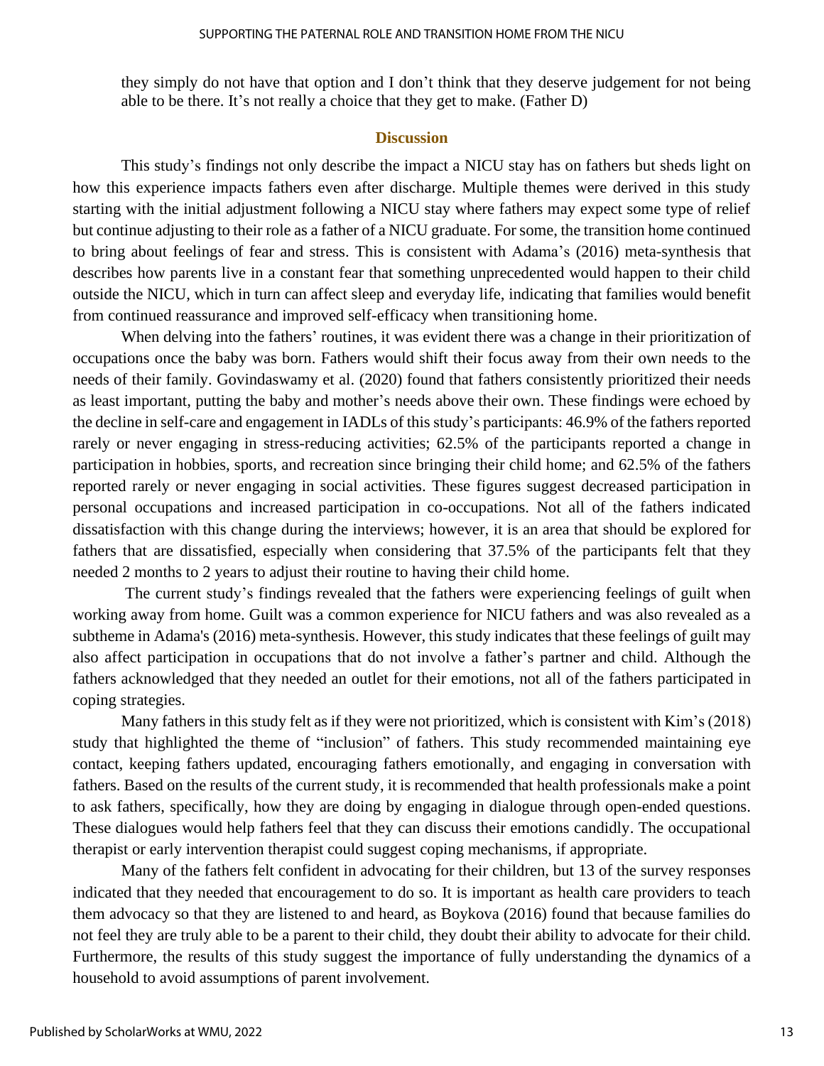they simply do not have that option and I don't think that they deserve judgement for not being able to be there. It's not really a choice that they get to make. (Father D)

## Discussion

This study's findings not only describe the impact a NICU stay has on fathers but sheds light on how this experience impacts fathers even after discharge. Multiple themes were derived in this study starting with the initial adjustment following a NICU stay where fathers may expect some type of relief but continue adjusting to their role as a father of a NICU graduate. For some, the transition home continued to bring about feelings of fear and stress. This is consistent with Adama's (2016) meta-synthesis that describes how parents live in a constant fear that something unprecedented would happen to their child outside the NICU, which in turn can affect sleep and everyday life, indicating that families would benefit from continued reassurance and improved self-efficacy when transitioning home.

When delving into the fathers' routines, it was evident there was a change in their prioritization of occupations once the baby was born. Fathers would shift their focus away from their own needs to the needs of their family. Govindaswamy et al. (2020) found that fathers consistently prioritized their needs as least important, putting the baby and mother's needs above their own. These findings were echoed by the decline in self-care and engagement in IADLs of this study's participants: 46.9% of the fathers reported rarely or never engaging in stress-reducing activities; 62.5% of the participants reported a change in participation in hobbies, sports, and recreation since bringing their child home; and 62.5% of the fathers reported rarely or never engaging in social activities. These figures suggest decreased participation in personal occupations and increased participation in co-occupations. Not all of the fathers indicated dissatisfaction with this change during the interviews; however, it is an area that should be explored for fathers that are dissatisfied, especially when considering that 37.5% of the participants felt that they needed 2 months to 2 years to adjust their routine to having their child home.

The current study's findings revealed that the fathers were experiencing feelings of guilt when working away from home. Guilt was a common experience for NICU fathers and was also revealed as a subtheme in Adama's (2016) meta-synthesis. However, this study indicates that these feelings of guilt may also affect participation in occupations that do not involve a father's partner and child. Although the fathers acknowledged that they needed an outlet for their emotions, not all of the fathers participated in coping strategies.

Many fathers in this study felt as if they were not prioritized, which is consistent with Kim's (2018) study that highlighted the theme of "inclusion" of fathers. This study recommended maintaining eye contact, keeping fathers updated, encouraging fathers emotionally, and engaging in conversation with fathers. Based on the results of the current study, it is recommended that health professionals make a point to ask fathers, specifically, how they are doing by engaging in dialogue through open-ended questions. These dialogues would help fathers feel that they can discuss their emotions candidly. The occupational therapist or early intervention therapist could suggest coping mechanisms, if appropriate.

Many of the fathers felt confident in advocating for their children, but 13 of the survey responses indicated that they needed that encouragement to do so. It is important as health care providers to teach them advocacy so that they are listened to and heard, as Boykova (2016) found that because families do not feel they are truly able to be a parent to their child, they doubt their ability to advocate for their child. Furthermore, the results of this study suggest the importance of fully understanding the dynamics of a household to avoid assumptions of parent involvement.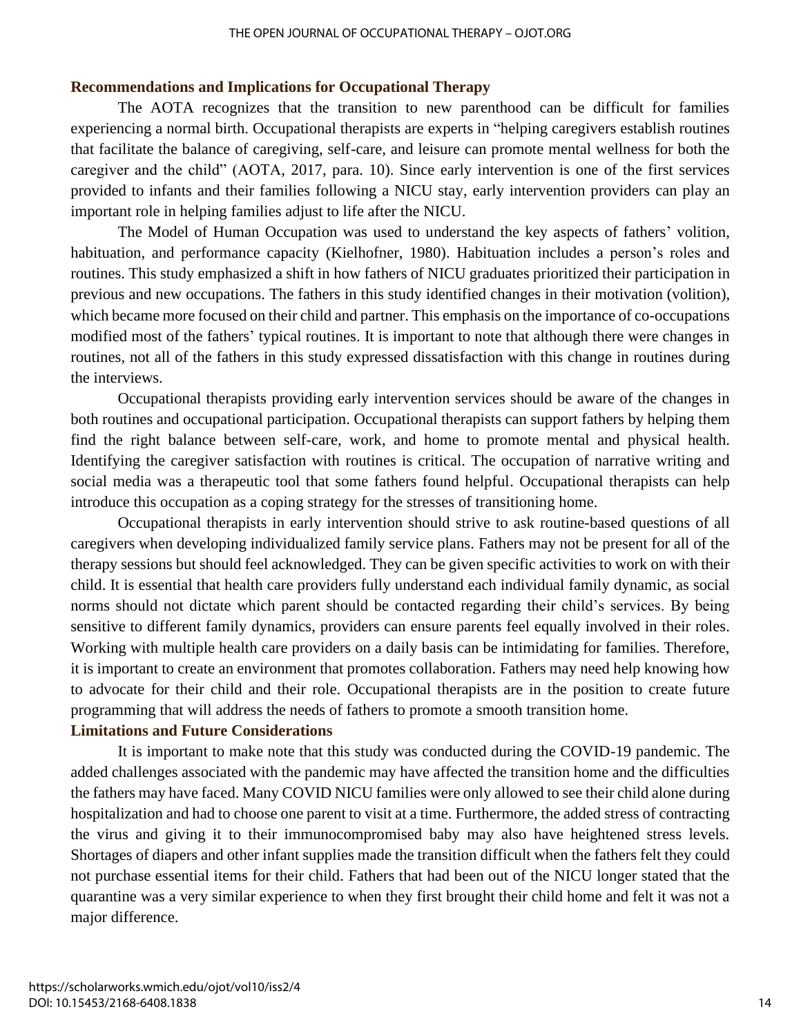### Recommendations and Implications for Occupational Therapy

The AOTA recognizes that the transition to new parenthood can be difficult for families experiencing a normal birth. Occupational therapists are experts in "helping caregivers establish routines that facilitate the balance of caregiving, self-care, and leisure can promote mental wellness for both the caregiver and the child" (AOTA, 2017, para. 10). Since early intervention is one of the first services provided to infants and their families following a NICU stay, early intervention providers can play an important role in helping families adjust to life after the NICU.

The Model of Human Occupation was used to understand the key aspects of fathers' volition, habituation, and performance capacity (Kielhofner, 1980). Habituation includes a person's roles and routines. This study emphasized a shift in how fathers of NICU graduates prioritized their participation in previous and new occupations. The fathers in this study identified changes in their motivation (volition), which became more focused on their child and partner. This emphasis on the importance of co-occupations modified most of the fathers' typical routines. It is important to note that although there were changes in routines, not all of the fathers in this study expressed dissatisfaction with this change in routines during the interviews.

Occupational therapists providing early intervention services should be aware of the changes in both routines and occupational participation. Occupational therapists can support fathers by helping them find the right balance between self-care, work, and home to promote mental and physical health. Identifying the caregiver satisfaction with routines is critical. The occupation of narrative writing and social media was a therapeutic tool that some fathers found helpful. Occupational therapists can help introduce this occupation as a coping strategy for the stresses of transitioning home.

Occupational therapists in early intervention should strive to ask routine-based questions of all caregivers when developing individualized family service plans. Fathers may not be present for all of the therapy sessions but should feel acknowledged. They can be given specific activities to work on with their child. It is essential that health care providers fully understand each individual family dynamic, as social norms should not dictate which parent should be contacted regarding their child's services. By being sensitive to different family dynamics, providers can ensure parents feel equally involved in their roles. Working with multiple health care providers on a daily basis can be intimidating for families. Therefore, it is important to create an environment that promotes collaboration. Fathers may need help knowing how to advocate for their child and their role. Occupational therapists are in the position to create future programming that will address the needs of fathers to promote a smooth transition home.

### Limitations and Future Considerations

It is important to make note that this study was conducted during the COVID-19 pandemic. The added challenges associated with the pandemic may have affected the transition home and the difficulties the fathers may have faced. Many COVID NICU families were only allowed to see their child alone during hospitalization and had to choose one parent to visit at a time. Furthermore, the added stress of contracting the virus and giving it to their immunocompromised baby may also have heightened stress levels. Shortages of diapers and other infant supplies made the transition difficult when the fathers felt they could not purchase essential items for their child. Fathers that had been out of the NICU longer stated that the quarantine was a very similar experience to when they first brought their child home and felt it was not a major difference.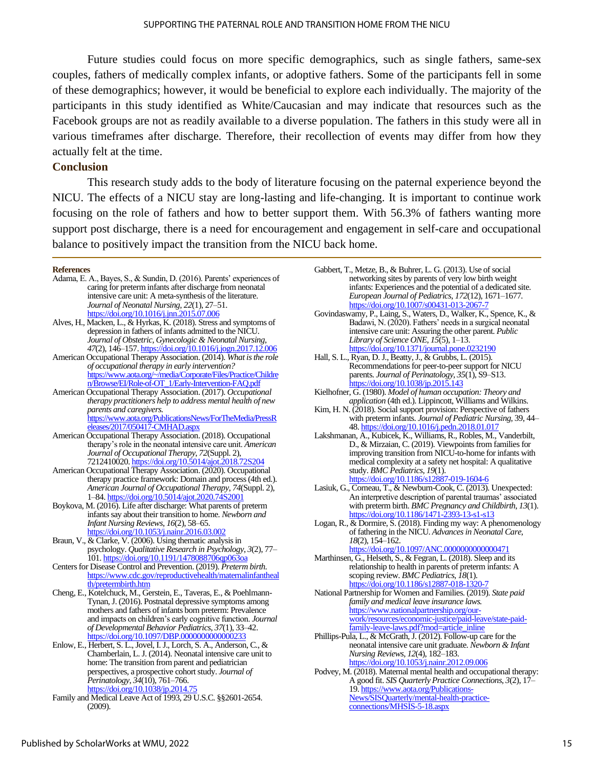Future studies could focus on more specific demographics, such as single fathers, same-sex couples, fathers of medically complex infants, or adoptive fathers. Some of the participants fell in some of these demographics; however, it would be beneficial to explore each individually. The majority of the participants in this study identified as White/Caucasian and may indicate that resources such as the Facebook groups are not as readily available to a diverse population. The fathers in this study were all in various timeframes after discharge. Therefore, their recollection of events may differ from how they actually felt at the time.

## Conclusion

This research study adds to the body of literature focusing on the paternal experience beyond the NICU. The effects of a NICU stay are long-lasting and life-changing. It is important to continue work focusing on the role of fathers and how to better support them. With 56.3% of fathers wanting more support post discharge, there is a need for encouragement and engagement in self-care and occupational balance to positively impact the transition from the NICU back home.

### References

Adama, E. A., Bayes, S., & Sundin, D. (2016). Parents' experiences of caring for preterm infants after discharge from neonatal intensive care unit: A meta-synthesis of the literature. *Journal of Neonatal Nursing*, *22*(1), 27–51. https://doi.org/10.1016/j.jnn.2015.07.006

Alves, H., Macken, L., & Hyrkas, K. (2018). Stress and symptoms of depression in fathers of infants admitted to the NICU. *Journal of Obstetric, Gynecologic & Neonatal Nursing*, *47*(2), 146–157. https://doi.org/10.1016/j.jogn.2017.12.006

American Occupational Therapy Association. (2014). *What is the role of occupational therapy in early intervention?* https://www.aota.org/~/media/Corporate/Files/Practice/Children/Browse/EI/Role-of-OT_1/Early-Intervention-FAQ.pdf

American Occupational Therapy Association. (2017). *Occupational therapy practitioners help to address mental health of new parents and caregivers.* https://www.aota.org/PublicationsNews/ForTheMedia/PressReleases/2017/050417-CMHAD.aspx

American Occupational Therapy Association. (2018). Occupational therapy's role in the neonatal intensive care unit. *American Journal of Occupational Therapy*, *72*(Suppl. 2), 7212410020. https://doi.org/10.5014/ajot.2018.72S204

American Occupational Therapy Association. (2020). Occupational therapy practice framework: Domain and process (4th ed.). *American Journal of Occupational Therapy*, *74*(Suppl. 2), 1–84. https://doi.org/10.5014/ajot.2020.74S2001

Boykova, M. (2016). Life after discharge: What parents of preterm infants say about their transition to home. *Newborn and Infant Nursing Reviews*, *16*(2), 58–65. https://doi.org/10.1053/j.nainr.2016.03.002

Braun, V., & Clarke, V. (2006). Using thematic analysis in psychology. *Qualitative Research in Psychology*, *3*(2), 77–101. https://doi.org/10.1191/1478088706qp063oa

Centers for Disease Control and Prevention. (2019). *Preterm birth.* https://www.cdc.gov/reproductivehealth/maternalinfanthealth/pretermbirth.htm

Cheng, E., Kotelchuck, M., Gerstein, E., Taveras, E., & Poehlmann-Tynan, J. (2016). Postnatal depressive symptoms among mothers and fathers of infants born preterm: Prevalence and impacts on children's early cognitive function. *Journal of Developmental Behavior Pediatrics*, *37*(1), 33–42. https://doi.org/10.1097/DBP.0000000000000233

Enlow, E., Herbert, S. L., Jovel, I. J., Lorch, S. A., Anderson, C., & Chamberlain, L. J. (2014). Neonatal intensive care unit to home: The transition from parent and pediatrician perspectives, a prospective cohort study. *Journal of Perinatology*, *34*(10), 761–766. https://doi.org/10.1038/jp.2014.75

Family and Medical Leave Act of 1993, 29 U.S.C. §§2601-2654. (2009).

Gabbert, T., Metze, B., & Buhrer, L. G. (2013). Use of social networking sites by parents of very low birth weight infants: Experiences and the potential of a dedicated site. *European Journal of Pediatrics*, *172*(12), 1671–1677. https://doi.org/10.1007/s00431-013-2067-7

Govindaswamy, P., Laing, S., Waters, D., Walker, K., Spence, K., & Badawi, N. (2020). Fathers' needs in a surgical neonatal intensive care unit: Assuring the other parent. *Public Library of Science ONE*, *15*(5), 1–13. https://doi.org/10.1371/journal.pone.0232190

Hall, S. L., Ryan, D. J., Beatty, J., & Grubbs, L. (2015). Recommendations for peer-to-peer support for NICU parents. *Journal of Perinatology*, *35*(1), S9–S13. https://doi.org/10.1038/jp.2015.143

Kielhofner, G. (1980). *Model of human occupation: Theory and application* (4th ed.). Lippincott, Williams and Wilkins.

Kim, H. N. (2018). Social support provision: Perspective of fathers with preterm infants. *Journal of Pediatric Nursing*, 39, 44–48. https://doi.org/10.1016/j.pedn.2018.01.017

Lakshmanan, A., Kubicek, K., Williams, R., Robles, M., Vanderbilt, D., & Mirzaian, C. (2019). Viewpoints from families for improving transition from NICU-to-home for infants with medical complexity at a safety net hospital: A qualitative study. *BMC Pediatrics*, *19*(1). https://doi.org/10.1186/s12887-019-1604-6

Lasiuk, G., Comeau, T., & Newburn-Cook, C. (2013). Unexpected: An interpretive description of parental traumas' associated with preterm birth. *BMC Pregnancy and Childbirth*, *13*(1). https://doi.org/10.1186/1471-2393-13-s1-s13

Logan, R., & Dormire, S. (2018). Finding my way: A phenomenology of fathering in the NICU. *Advances in Neonatal Care*, *18*(2), 154–162. https://doi.org/10.1097/ANC.0000000000000471

Marthinsen, G., Helseth, S., & Fegran, L. (2018). Sleep and its relationship to health in parents of preterm infants: A scoping review. *BMC Pediatrics*, *18*(1). https://doi.org/10.1186/s12887-018-1320-7

National Partnership for Women and Families. (2019). *State paid family and medical leave insurance laws.* https://www.nationalpartnership.org/our-work/resources/economic-justice/paid-leave/state-paid-family-leave-laws.pdf?mod=article_inline

Phillips-Pula, L., & McGrath, J. (2012). Follow-up care for the neonatal intensive care unit graduate. *Newborn & Infant Nursing Reviews*, *12*(4), 182–183. https://doi.org/10.1053/j.nainr.2012.09.006

Podvey, M. (2018). Maternal mental health and occupational therapy: A good fit. *SIS Quarterly Practice Connections*, *3*(2), 17–19. https://www.aota.org/Publications-News/SISQuarterly/mental-health-practice-connections/MHSIS-5-18.aspx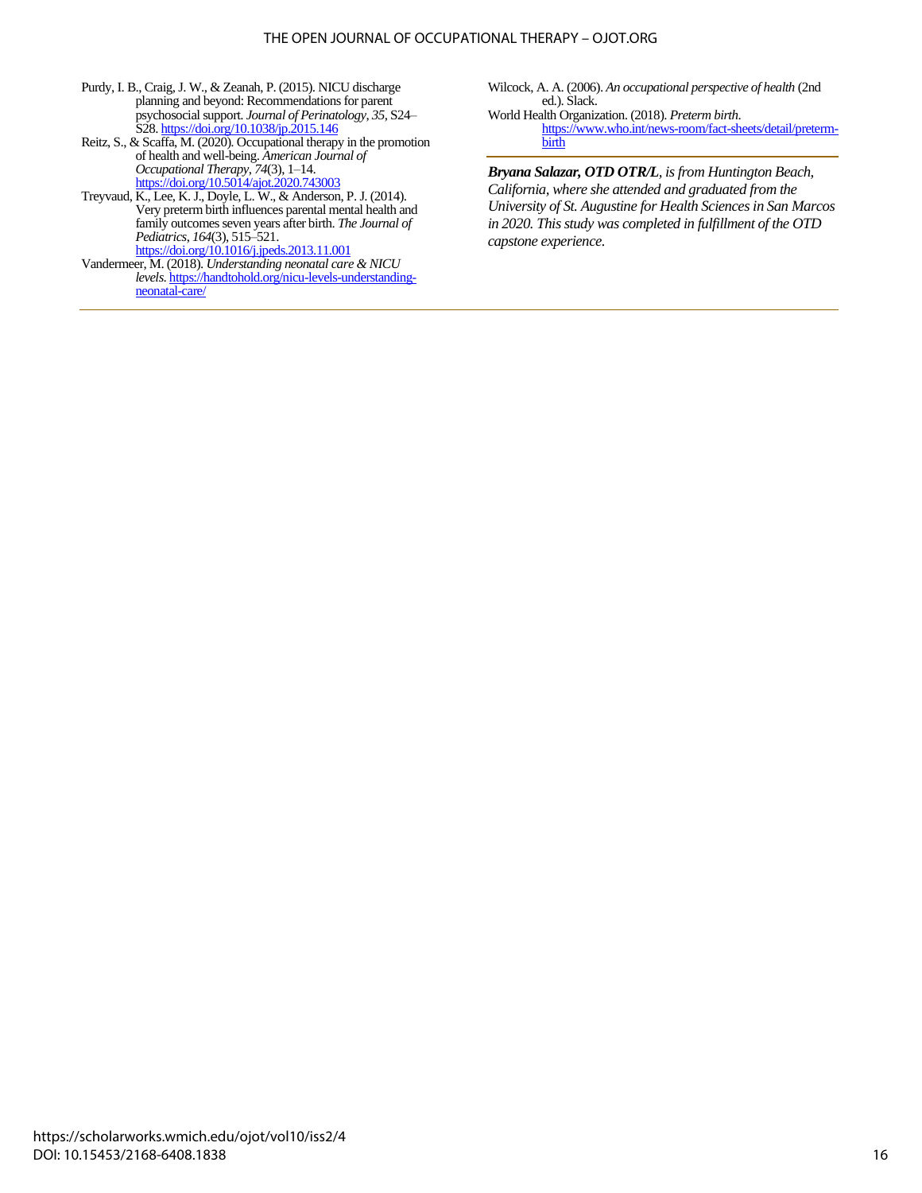Purdy, I. B., Craig, J. W., & Zeanah, P. (2015). NICU discharge planning and beyond: Recommendations for parent psychosocial support. *Journal of Perinatology, 35*, S24–S28. https://doi.org/10.1038/jp.2015.146

Reitz, S., & Scaffa, M. (2020). Occupational therapy in the promotion of health and well-being. *American Journal of Occupational Therapy, 74*(3), 1–14. https://doi.org/10.5014/ajot.2020.743003

Treyvaud, K., Lee, K. J., Doyle, L. W., & Anderson, P. J. (2014). Very preterm birth influences parental mental health and family outcomes seven years after birth. *The Journal of Pediatrics, 164*(3), 515–521. https://doi.org/10.1016/j.jpeds.2013.11.001

Vandermeer, M. (2018). *Understanding neonatal care & NICU levels*. https://handtohold.org/nicu-levels-understanding-neonatal-care/

Wilcock, A. A. (2006). *An occupational perspective of health* (2nd ed.). Slack.

World Health Organization. (2018). *Preterm birth*. https://www.who.int/news-room/fact-sheets/detail/preterm-birth

***Bryana Salazar, OTD OTR/L**, is from Huntington Beach, California, where she attended and graduated from the University of St. Augustine for Health Sciences in San Marcos in 2020. This study was completed in fulfillment of the OTD capstone experience.*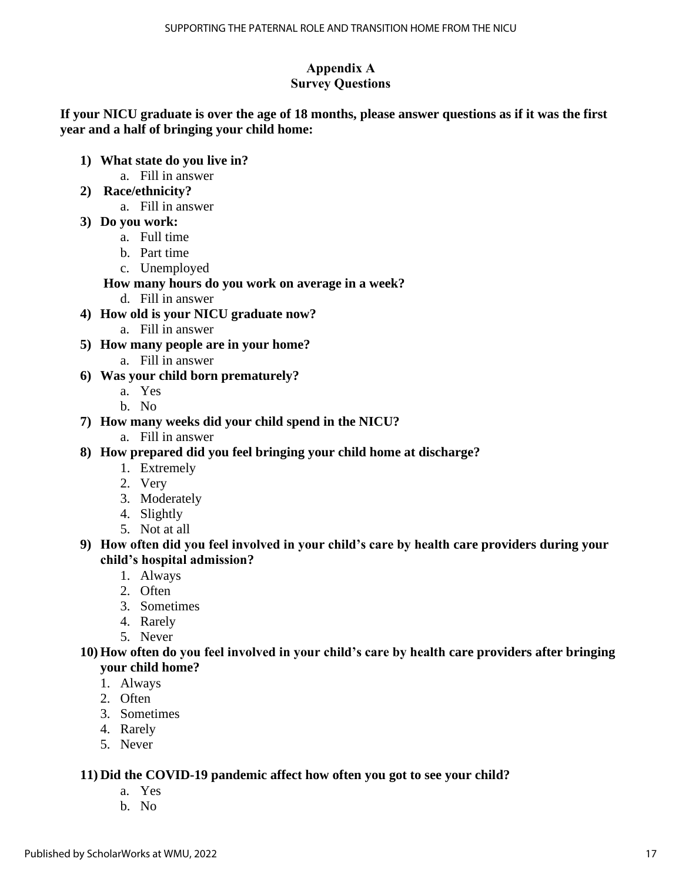# Appendix A
## Survey Questions

**If your NICU graduate is over the age of 18 months, please answer questions as if it was the first year and a half of bringing your child home:**

1) **What state do you live in?**
   a. Fill in answer
2) **Race/ethnicity?**
   a. Fill in answer
3) **Do you work:**
   a. Full time
   b. Part time
   c. Unemployed

   **How many hours do you work on average in a week?**
   d. Fill in answer
4) **How old is your NICU graduate now?**
   a. Fill in answer
5) **How many people are in your home?**
   a. Fill in answer
6) **Was your child born prematurely?**
   a. Yes
   b. No
7) **How many weeks did your child spend in the NICU?**
   a. Fill in answer
8) **How prepared did you feel bringing your child home at discharge?**
   1. Extremely
   2. Very
   3. Moderately
   4. Slightly
   5. Not at all
9) **How often did you feel involved in your child's care by health care providers during your child's hospital admission?**
   1. Always
   2. Often
   3. Sometimes
   4. Rarely
   5. Never
10) **How often do you feel involved in your child's care by health care providers after bringing your child home?**
    1. Always
    2. Often
    3. Sometimes
    4. Rarely
    5. Never

11) **Did the COVID-19 pandemic affect how often you got to see your child?**
    a. Yes
    b. No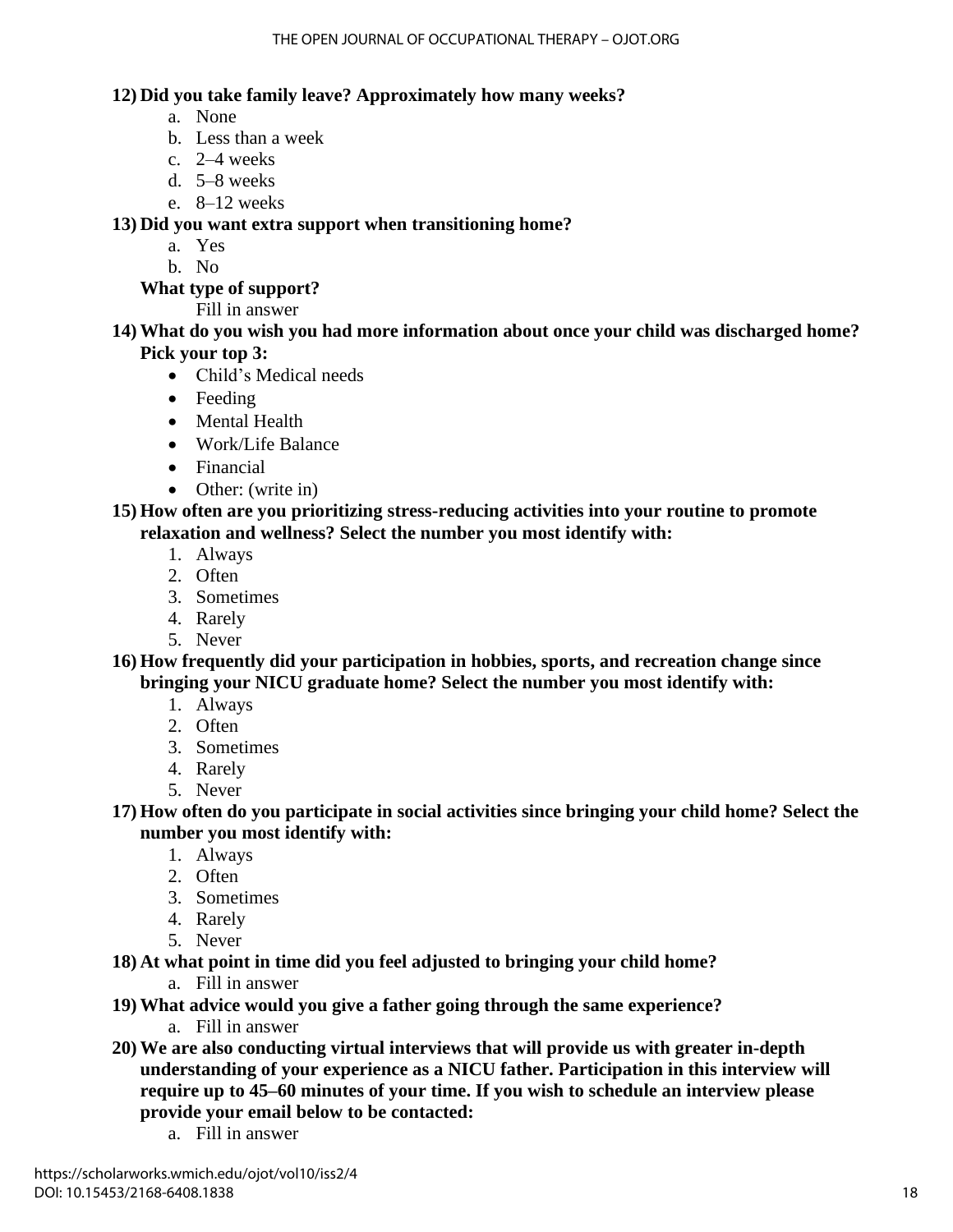**12) Did you take family leave? Approximately how many weeks?**

a. None
b. Less than a week
c. 2–4 weeks
d. 5–8 weeks
e. 8–12 weeks

**13) Did you want extra support when transitioning home?**

a. Yes
b. No

**What type of support?**

Fill in answer

**14) What do you wish you had more information about once your child was discharged home? Pick your top 3:**

- Child's Medical needs
- Feeding
- Mental Health
- Work/Life Balance
- Financial
- Other: (write in)

**15) How often are you prioritizing stress-reducing activities into your routine to promote relaxation and wellness? Select the number you most identify with:**

1. Always
2. Often
3. Sometimes
4. Rarely
5. Never

**16) How frequently did your participation in hobbies, sports, and recreation change since bringing your NICU graduate home? Select the number you most identify with:**

1. Always
2. Often
3. Sometimes
4. Rarely
5. Never

**17) How often do you participate in social activities since bringing your child home? Select the number you most identify with:**

1. Always
2. Often
3. Sometimes
4. Rarely
5. Never

**18) At what point in time did you feel adjusted to bringing your child home?**

a. Fill in answer

**19) What advice would you give a father going through the same experience?**

a. Fill in answer

**20) We are also conducting virtual interviews that will provide us with greater in-depth understanding of your experience as a NICU father. Participation in this interview will require up to 45–60 minutes of your time. If you wish to schedule an interview please provide your email below to be contacted:**

a. Fill in answer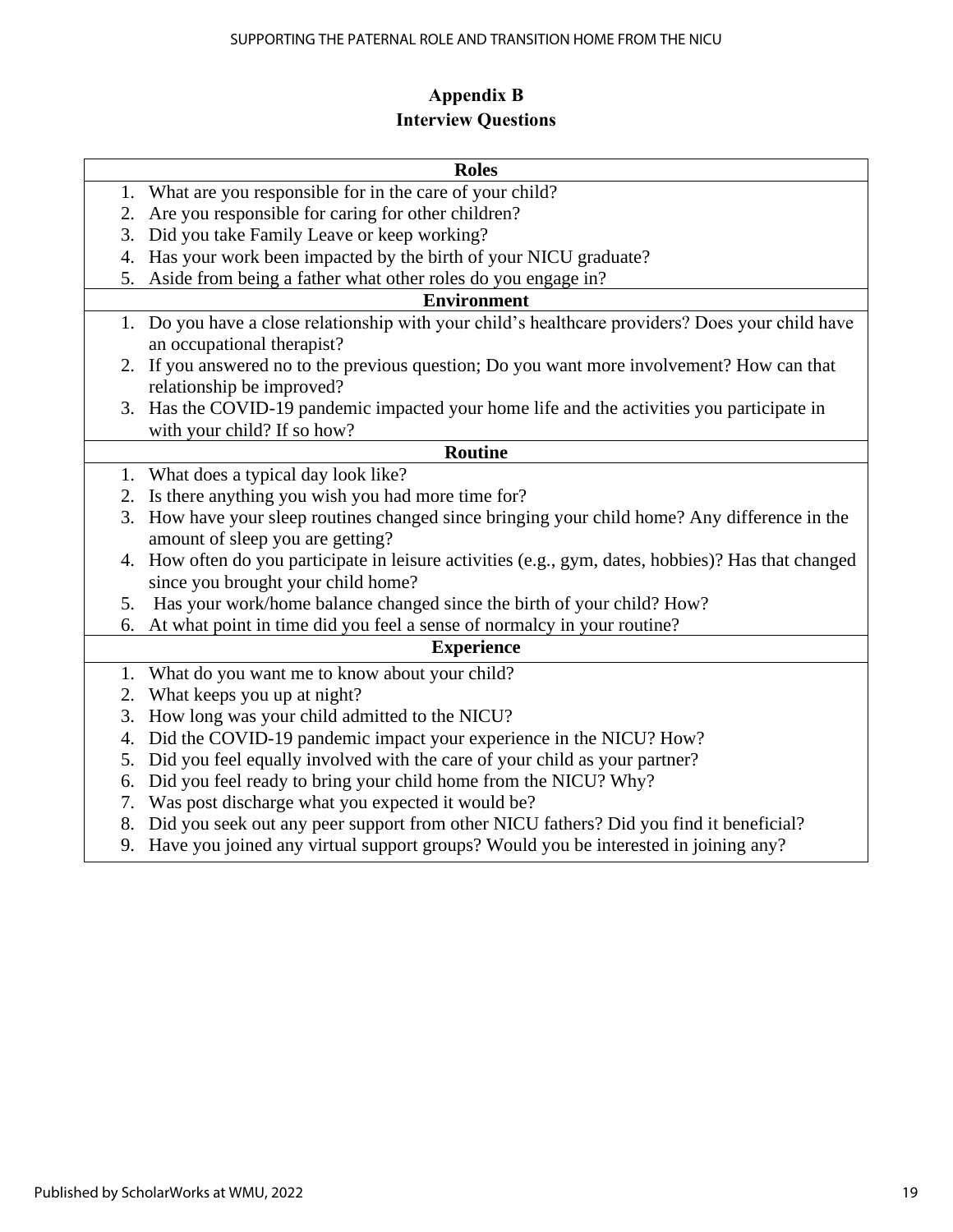## Appendix B
## Interview Questions

| Roles |
|---|
| 1. What are you responsible for in the care of your child?<br>2. Are you responsible for caring for other children?<br>3. Did you take Family Leave or keep working?<br>4. Has your work been impacted by the birth of your NICU graduate?<br>5. Aside from being a father what other roles do you engage in? |
| **Environment** |
| 1. Do you have a close relationship with your child's healthcare providers? Does your child have an occupational therapist?<br>2. If you answered no to the previous question; Do you want more involvement? How can that relationship be improved?<br>3. Has the COVID-19 pandemic impacted your home life and the activities you participate in with your child? If so how? |
| **Routine** |
| 1. What does a typical day look like?<br>2. Is there anything you wish you had more time for?<br>3. How have your sleep routines changed since bringing your child home? Any difference in the amount of sleep you are getting?<br>4. How often do you participate in leisure activities (e.g., gym, dates, hobbies)? Has that changed since you brought your child home?<br>5. Has your work/home balance changed since the birth of your child? How?<br>6. At what point in time did you feel a sense of normalcy in your routine? |
| **Experience** |
| 1. What do you want me to know about your child?<br>2. What keeps you up at night?<br>3. How long was your child admitted to the NICU?<br>4. Did the COVID-19 pandemic impact your experience in the NICU? How?<br>5. Did you feel equally involved with the care of your child as your partner?<br>6. Did you feel ready to bring your child home from the NICU? Why?<br>7. Was post discharge what you expected it would be?<br>8. Did you seek out any peer support from other NICU fathers? Did you find it beneficial?<br>9. Have you joined any virtual support groups? Would you be interested in joining any? |